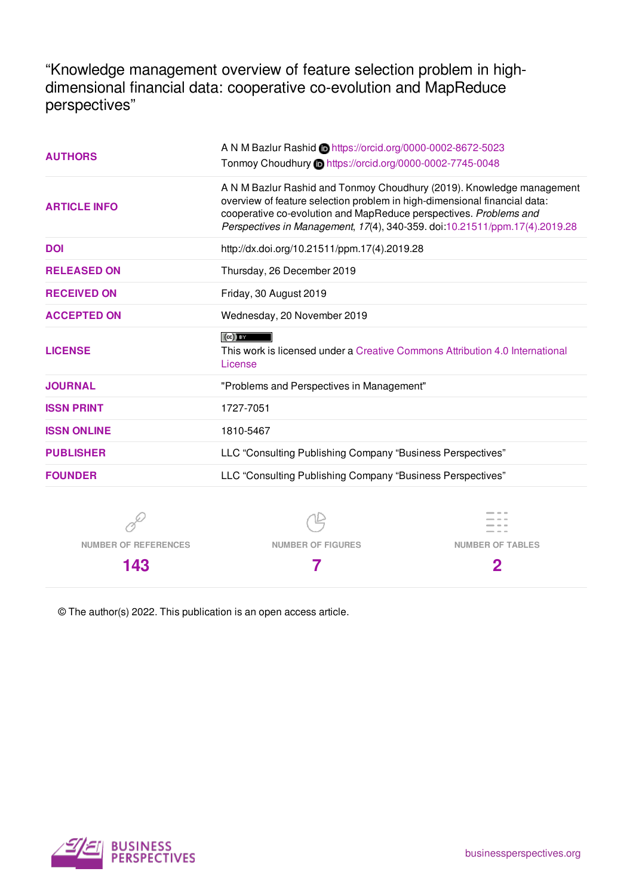# "Knowledge management overview of feature selection problem in high-dimensional financial data: cooperative co-evolution and MapReduce perspectives"

| | |
|---|---|
| **AUTHORS** | A N M Bazlur Rashid https://orcid.org/0000-0002-8672-5023<br>Tonmoy Choudhury https://orcid.org/0000-0002-7745-0048 |
| **ARTICLE INFO** | A N M Bazlur Rashid and Tonmoy Choudhury (2019). Knowledge management overview of feature selection problem in high-dimensional financial data: cooperative co-evolution and MapReduce perspectives. *Problems and Perspectives in Management*, *17*(4), 340-359. doi:10.21511/ppm.17(4).2019.28 |
| **DOI** | http://dx.doi.org/10.21511/ppm.17(4).2019.28 |
| **RELEASED ON** | Thursday, 26 December 2019 |
| **RECEIVED ON** | Friday, 30 August 2019 |
| **ACCEPTED ON** | Wednesday, 20 November 2019 |
| **LICENSE** | This work is licensed under a Creative Commons Attribution 4.0 International License |
| **JOURNAL** | "Problems and Perspectives in Management" |
| **ISSN PRINT** | 1727-7051 |
| **ISSN ONLINE** | 1810-5467 |
| **PUBLISHER** | LLC "Consulting Publishing Company "Business Perspectives" |
| **FOUNDER** | LLC "Consulting Publishing Company "Business Perspectives" |

| NUMBER OF REFERENCES | NUMBER OF FIGURES | NUMBER OF TABLES |
|---|---|---|
| 143 | 7 | 2 |

© The author(s) 2022. This publication is an open access article.

BUSINESS PERSPECTIVES

businessperspectives.org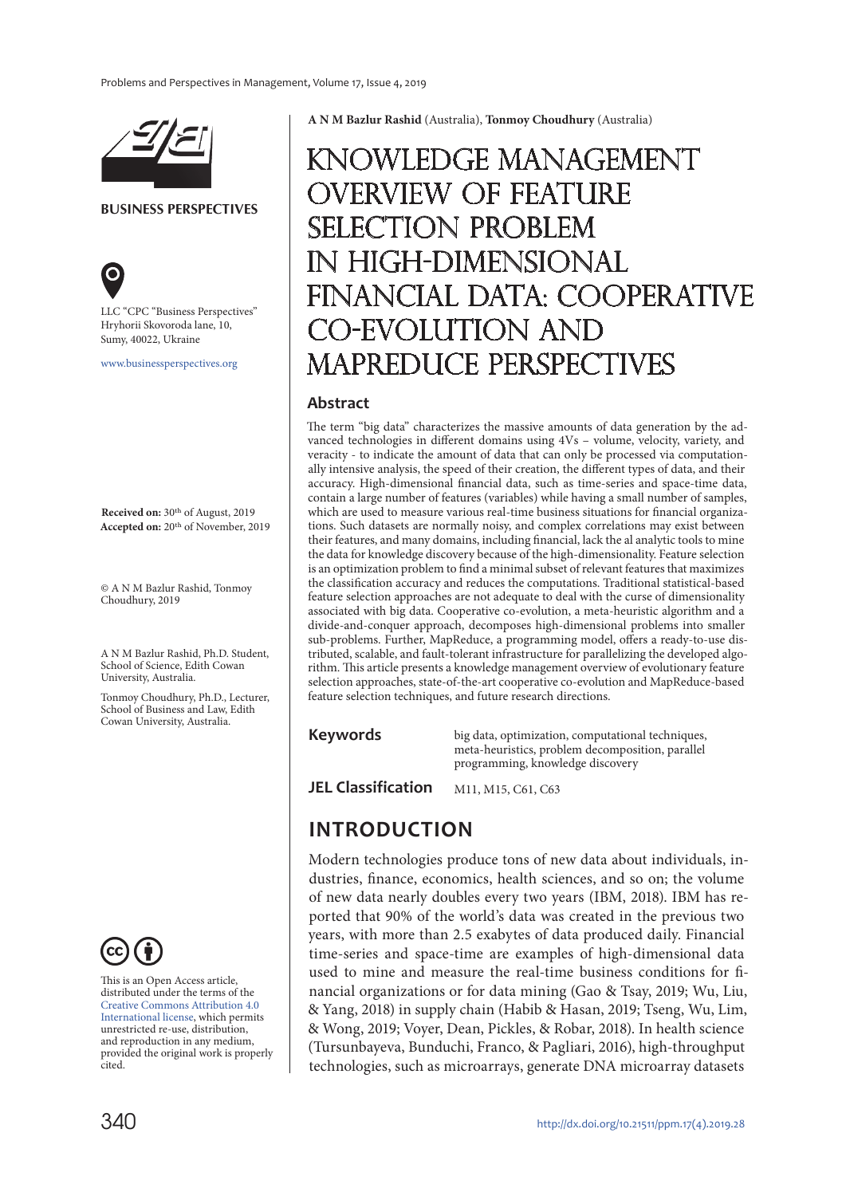**A N M Bazlur Rashid** (Australia), **Tonmoy Choudhury** (Australia)

# KNOWLEDGE MANAGEMENT OVERVIEW OF FEATURE SELECTION PROBLEM IN HIGH-DIMENSIONAL FINANCIAL DATA: COOPERATIVE CO-EVOLUTION AND MAPREDUCE PERSPECTIVES

**BUSINESS PERSPECTIVES**

LLC "CPC "Business Perspectives"
Hryhorii Skovoroda lane, 10,
Sumy, 40022, Ukraine

www.businessperspectives.org

**Received on:** 30th of August, 2019
**Accepted on:** 20th of November, 2019

© A N M Bazlur Rashid, Tonmoy Choudhury, 2019

A N M Bazlur Rashid, Ph.D. Student, School of Science, Edith Cowan University, Australia.

Tonmoy Choudhury, Ph.D., Lecturer, School of Business and Law, Edith Cowan University, Australia.

This is an Open Access article, distributed under the terms of the Creative Commons Attribution 4.0 International license, which permits unrestricted re-use, distribution, and reproduction in any medium, provided the original work is properly cited.

## Abstract

The term "big data" characterizes the massive amounts of data generation by the advanced technologies in different domains using 4Vs – volume, velocity, variety, and veracity - to indicate the amount of data that can only be processed via computationally intensive analysis, the speed of their creation, the different types of data, and their accuracy. High-dimensional financial data, such as time-series and space-time data, contain a large number of features (variables) while having a small number of samples, which are used to measure various real-time business situations for financial organizations. Such datasets are normally noisy, and complex correlations may exist between their features, and many domains, including financial, lack the al analytic tools to mine the data for knowledge discovery because of the high-dimensionality. Feature selection is an optimization problem to find a minimal subset of relevant features that maximizes the classification accuracy and reduces the computations. Traditional statistical-based feature selection approaches are not adequate to deal with the curse of dimensionality associated with big data. Cooperative co-evolution, a meta-heuristic algorithm and a divide-and-conquer approach, decomposes high-dimensional problems into smaller sub-problems. Further, MapReduce, a programming model, offers a ready-to-use distributed, scalable, and fault-tolerant infrastructure for parallelizing the developed algorithm. This article presents a knowledge management overview of evolutionary feature selection approaches, state-of-the-art cooperative co-evolution and MapReduce-based feature selection techniques, and future research directions.

**Keywords** big data, optimization, computational techniques, meta-heuristics, problem decomposition, parallel programming, knowledge discovery

**JEL Classification** M11, M15, C61, C63

## INTRODUCTION

Modern technologies produce tons of new data about individuals, industries, finance, economics, health sciences, and so on; the volume of new data nearly doubles every two years (IBM, 2018). IBM has reported that 90% of the world's data was created in the previous two years, with more than 2.5 exabytes of data produced daily. Financial time-series and space-time are examples of high-dimensional data used to mine and measure the real-time business conditions for financial organizations or for data mining (Gao & Tsay, 2019; Wu, Liu, & Yang, 2018) in supply chain (Habib & Hasan, 2019; Tseng, Wu, Lim, & Wong, 2019; Voyer, Dean, Pickles, & Robar, 2018). In health science (Tursunbayeva, Bunduchi, Franco, & Pagliari, 2016), high-throughput technologies, such as microarrays, generate DNA microarray datasets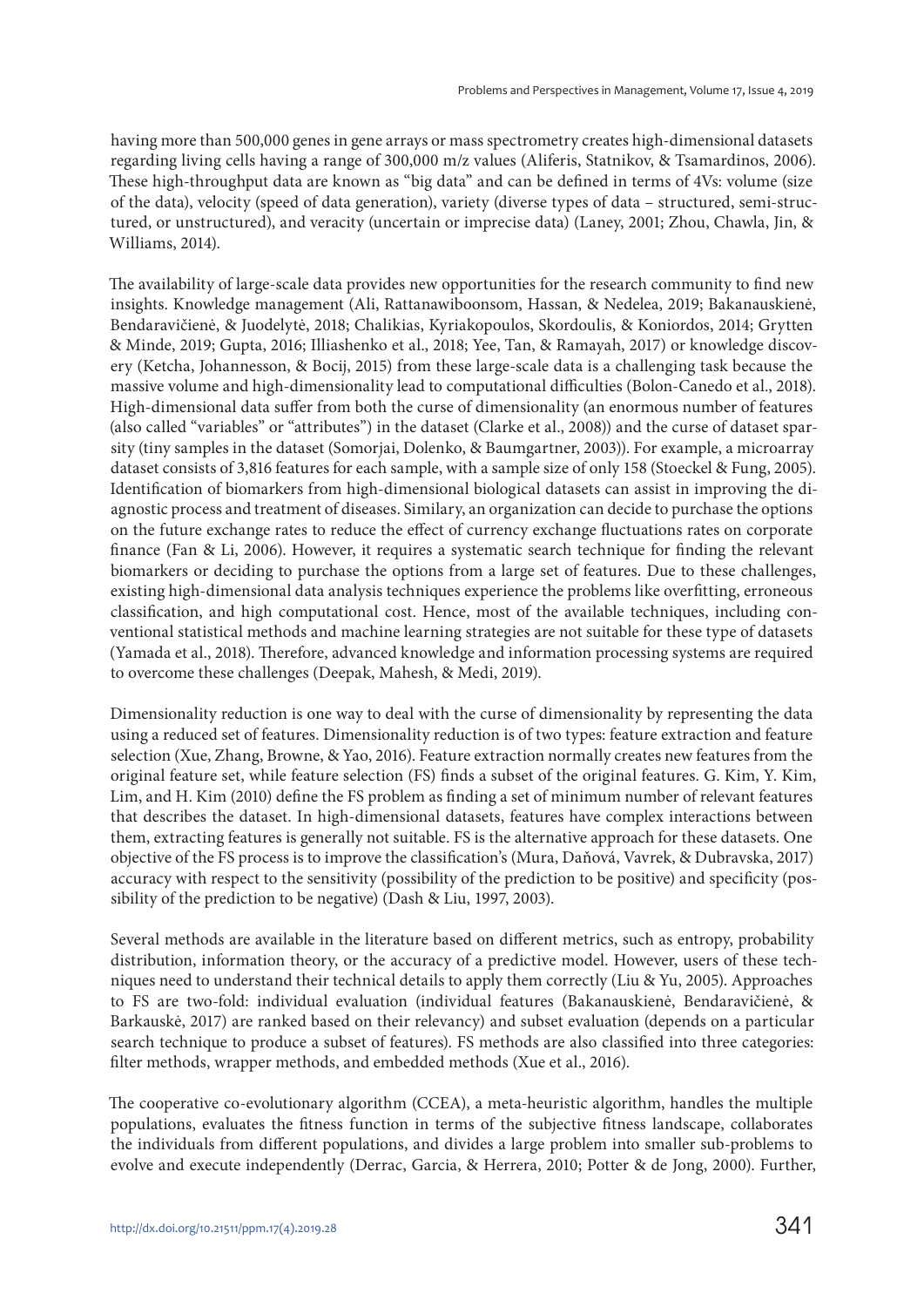having more than 500,000 genes in gene arrays or mass spectrometry creates high-dimensional datasets regarding living cells having a range of 300,000 m/z values (Aliferis, Statnikov, & Tsamardinos, 2006). These high-throughput data are known as "big data" and can be defined in terms of 4Vs: volume (size of the data), velocity (speed of data generation), variety (diverse types of data – structured, semi-structured, or unstructured), and veracity (uncertain or imprecise data) (Laney, 2001; Zhou, Chawla, Jin, & Williams, 2014).

The availability of large-scale data provides new opportunities for the research community to find new insights. Knowledge management (Ali, Rattanawiboonsom, Hassan, & Nedelea, 2019; Bakanauskienė, Bendaravičienė, & Juodelytė, 2018; Chalikias, Kyriakopoulos, Skordoulis, & Koniordos, 2014; Grytten & Minde, 2019; Gupta, 2016; Illiashenko et al., 2018; Yee, Tan, & Ramayah, 2017) or knowledge discovery (Ketcha, Johannesson, & Bocij, 2015) from these large-scale data is a challenging task because the massive volume and high-dimensionality lead to computational difficulties (Bolon-Canedo et al., 2018). High-dimensional data suffer from both the curse of dimensionality (an enormous number of features (also called "variables" or "attributes") in the dataset (Clarke et al., 2008)) and the curse of dataset sparsity (tiny samples in the dataset (Somorjai, Dolenko, & Baumgartner, 2003)). For example, a microarray dataset consists of 3,816 features for each sample, with a sample size of only 158 (Stoeckel & Fung, 2005). Identification of biomarkers from high-dimensional biological datasets can assist in improving the diagnostic process and treatment of diseases. Similary, an organization can decide to purchase the options on the future exchange rates to reduce the effect of currency exchange fluctuations rates on corporate finance (Fan & Li, 2006). However, it requires a systematic search technique for finding the relevant biomarkers or deciding to purchase the options from a large set of features. Due to these challenges, existing high-dimensional data analysis techniques experience the problems like overfitting, erroneous classification, and high computational cost. Hence, most of the available techniques, including conventional statistical methods and machine learning strategies are not suitable for these type of datasets (Yamada et al., 2018). Therefore, advanced knowledge and information processing systems are required to overcome these challenges (Deepak, Mahesh, & Medi, 2019).

Dimensionality reduction is one way to deal with the curse of dimensionality by representing the data using a reduced set of features. Dimensionality reduction is of two types: feature extraction and feature selection (Xue, Zhang, Browne, & Yao, 2016). Feature extraction normally creates new features from the original feature set, while feature selection (FS) finds a subset of the original features. G. Kim, Y. Kim, Lim, and H. Kim (2010) define the FS problem as finding a set of minimum number of relevant features that describes the dataset. In high-dimensional datasets, features have complex interactions between them, extracting features is generally not suitable. FS is the alternative approach for these datasets. One objective of the FS process is to improve the classification's (Mura, Daňová, Vavrek, & Dubravska, 2017) accuracy with respect to the sensitivity (possibility of the prediction to be positive) and specificity (possibility of the prediction to be negative) (Dash & Liu, 1997, 2003).

Several methods are available in the literature based on different metrics, such as entropy, probability distribution, information theory, or the accuracy of a predictive model. However, users of these techniques need to understand their technical details to apply them correctly (Liu & Yu, 2005). Approaches to FS are two-fold: individual evaluation (individual features (Bakanauskienė, Bendaravičienė, & Barkauskė, 2017) are ranked based on their relevancy) and subset evaluation (depends on a particular search technique to produce a subset of features). FS methods are also classified into three categories: filter methods, wrapper methods, and embedded methods (Xue et al., 2016).

The cooperative co-evolutionary algorithm (CCEA), a meta-heuristic algorithm, handles the multiple populations, evaluates the fitness function in terms of the subjective fitness landscape, collaborates the individuals from different populations, and divides a large problem into smaller sub-problems to evolve and execute independently (Derrac, Garcia, & Herrera, 2010; Potter & de Jong, 2000). Further,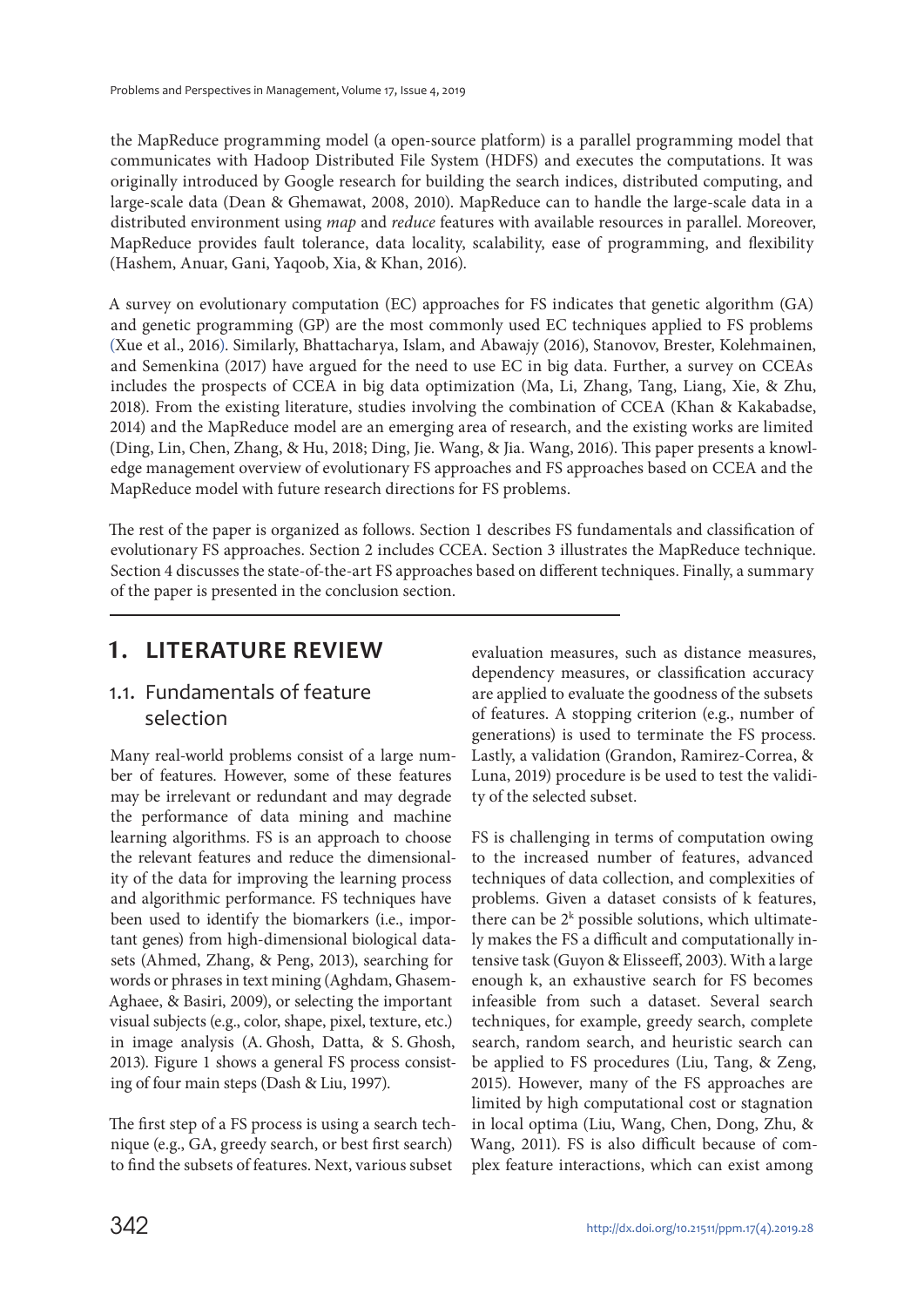the MapReduce programming model (a open-source platform) is a parallel programming model that communicates with Hadoop Distributed File System (HDFS) and executes the computations. It was originally introduced by Google research for building the search indices, distributed computing, and large-scale data (Dean & Ghemawat, 2008, 2010). MapReduce can to handle the large-scale data in a distributed environment using *map* and *reduce* features with available resources in parallel. Moreover, MapReduce provides fault tolerance, data locality, scalability, ease of programming, and flexibility (Hashem, Anuar, Gani, Yaqoob, Xia, & Khan, 2016).

A survey on evolutionary computation (EC) approaches for FS indicates that genetic algorithm (GA) and genetic programming (GP) are the most commonly used EC techniques applied to FS problems (Xue et al., 2016). Similarly, Bhattacharya, Islam, and Abawajy (2016), Stanovov, Brester, Kolehmainen, and Semenkina (2017) have argued for the need to use EC in big data. Further, a survey on CCEAs includes the prospects of CCEA in big data optimization (Ma, Li, Zhang, Tang, Liang, Xie, & Zhu, 2018). From the existing literature, studies involving the combination of CCEA (Khan & Kakabadse, 2014) and the MapReduce model are an emerging area of research, and the existing works are limited (Ding, Lin, Chen, Zhang, & Hu, 2018; Ding, Jie. Wang, & Jia. Wang, 2016). This paper presents a knowledge management overview of evolutionary FS approaches and FS approaches based on CCEA and the MapReduce model with future research directions for FS problems.

The rest of the paper is organized as follows. Section 1 describes FS fundamentals and classification of evolutionary FS approaches. Section 2 includes CCEA. Section 3 illustrates the MapReduce technique. Section 4 discusses the state-of-the-art FS approaches based on different techniques. Finally, a summary of the paper is presented in the conclusion section.

# 1. LITERATURE REVIEW

## 1.1. Fundamentals of feature selection

Many real-world problems consist of a large number of features. However, some of these features may be irrelevant or redundant and may degrade the performance of data mining and machine learning algorithms. FS is an approach to choose the relevant features and reduce the dimensionality of the data for improving the learning process and algorithmic performance. FS techniques have been used to identify the biomarkers (i.e., important genes) from high-dimensional biological datasets (Ahmed, Zhang, & Peng, 2013), searching for words or phrases in text mining (Aghdam, Ghasem-Aghaee, & Basiri, 2009), or selecting the important visual subjects (e.g., color, shape, pixel, texture, etc.) in image analysis (A. Ghosh, Datta, & S. Ghosh, 2013). Figure 1 shows a general FS process consisting of four main steps (Dash & Liu, 1997).

The first step of a FS process is using a search technique (e.g., GA, greedy search, or best first search) to find the subsets of features. Next, various subset evaluation measures, such as distance measures, dependency measures, or classification accuracy are applied to evaluate the goodness of the subsets of features. A stopping criterion (e.g., number of generations) is used to terminate the FS process. Lastly, a validation (Grandon, Ramirez-Correa, & Luna, 2019) procedure is be used to test the validity of the selected subset.

FS is challenging in terms of computation owing to the increased number of features, advanced techniques of data collection, and complexities of problems. Given a dataset consists of k features, there can be $2^k$ possible solutions, which ultimately makes the FS a difficult and computationally intensive task (Guyon & Elisseeff, 2003). With a large enough k, an exhaustive search for FS becomes infeasible from such a dataset. Several search techniques, for example, greedy search, complete search, random search, and heuristic search can be applied to FS procedures (Liu, Tang, & Zeng, 2015). However, many of the FS approaches are limited by high computational cost or stagnation in local optima (Liu, Wang, Chen, Dong, Zhu, & Wang, 2011). FS is also difficult because of complex feature interactions, which can exist among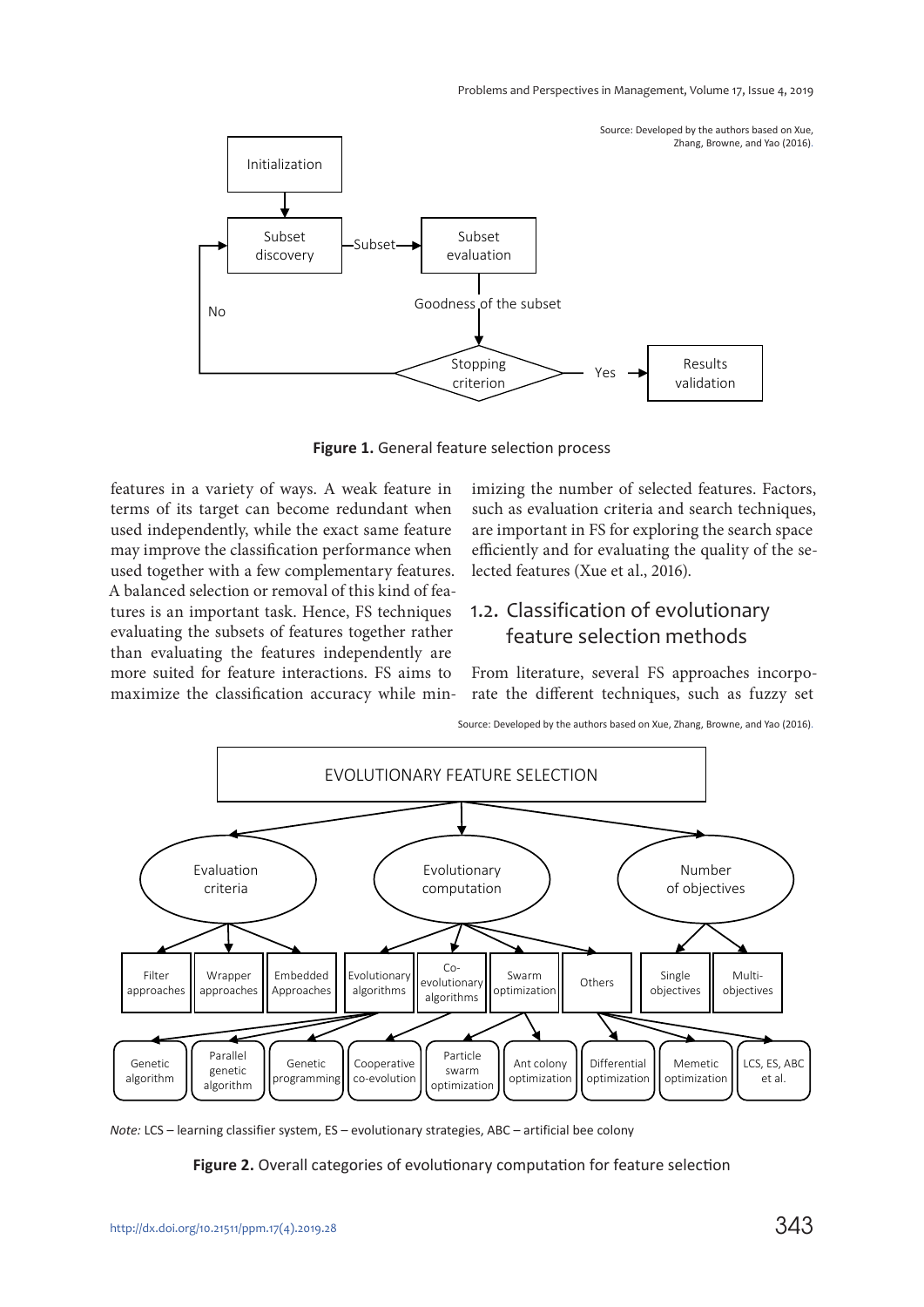Source: Developed by the authors based on Xue, Zhang, Browne, and Yao (2016).

**Figure 1.** General feature selection process

features in a variety of ways. A weak feature in terms of its target can become redundant when used independently, while the exact same feature may improve the classification performance when used together with a few complementary features. A balanced selection or removal of this kind of features is an important task. Hence, FS techniques evaluating the subsets of features together rather than evaluating the features independently are more suited for feature interactions. FS aims to maximize the classification accuracy while minimizing the number of selected features. Factors, such as evaluation criteria and search techniques, are important in FS for exploring the search space efficiently and for evaluating the quality of the selected features (Xue et al., 2016).

## 1.2. Classification of evolutionary feature selection methods

From literature, several FS approaches incorporate the different techniques, such as fuzzy set

Source: Developed by the authors based on Xue, Zhang, Browne, and Yao (2016).

*Note:* LCS – learning classifier system, ES – evolutionary strategies, ABC – artificial bee colony

**Figure 2.** Overall categories of evolutionary computation for feature selection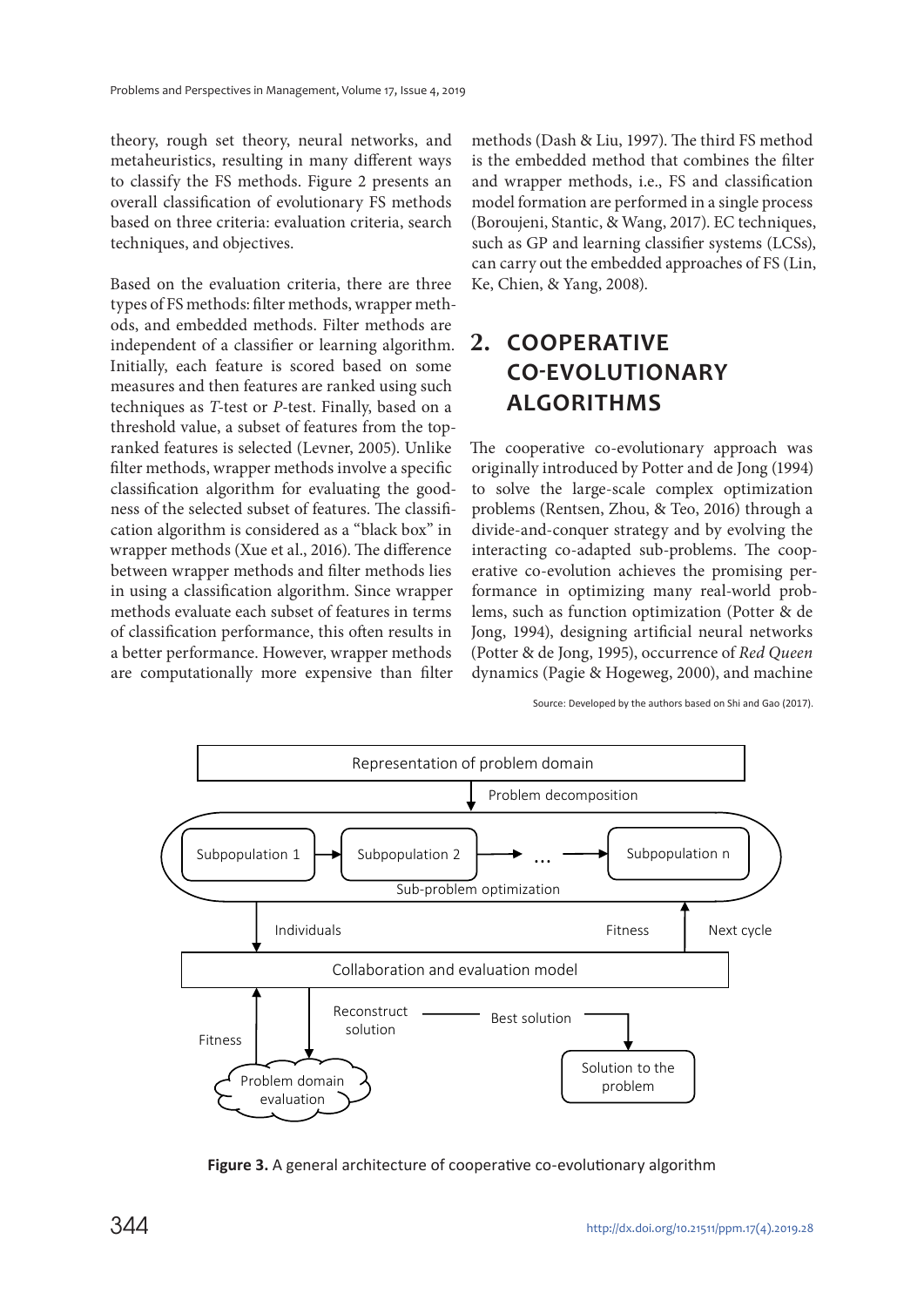theory, rough set theory, neural networks, and metaheuristics, resulting in many different ways to classify the FS methods. Figure 2 presents an overall classification of evolutionary FS methods based on three criteria: evaluation criteria, search techniques, and objectives.

Based on the evaluation criteria, there are three types of FS methods: filter methods, wrapper methods, and embedded methods. Filter methods are independent of a classifier or learning algorithm. Initially, each feature is scored based on some measures and then features are ranked using such techniques as *T*-test or *P*-test. Finally, based on a threshold value, a subset of features from the top-ranked features is selected (Levner, 2005). Unlike filter methods, wrapper methods involve a specific classification algorithm for evaluating the goodness of the selected subset of features. The classification algorithm is considered as a "black box" in wrapper methods (Xue et al., 2016). The difference between wrapper methods and filter methods lies in using a classification algorithm. Since wrapper methods evaluate each subset of features in terms of classification performance, this often results in a better performance. However, wrapper methods are computationally more expensive than filter methods (Dash & Liu, 1997). The third FS method is the embedded method that combines the filter and wrapper methods, i.e., FS and classification model formation are performed in a single process (Boroujeni, Stantic, & Wang, 2017). EC techniques, such as GP and learning classifier systems (LCSs), can carry out the embedded approaches of FS (Lin, Ke, Chien, & Yang, 2008).

## 2. COOPERATIVE CO-EVOLUTIONARY ALGORITHMS

The cooperative co-evolutionary approach was originally introduced by Potter and de Jong (1994) to solve the large-scale complex optimization problems (Rentsen, Zhou, & Teo, 2016) through a divide-and-conquer strategy and by evolving the interacting co-adapted sub-problems. The cooperative co-evolution achieves the promising performance in optimizing many real-world problems, such as function optimization (Potter & de Jong, 1994), designing artificial neural networks (Potter & de Jong, 1995), occurrence of *Red Queen* dynamics (Pagie & Hogeweg, 2000), and machine

Source: Developed by the authors based on Shi and Gao (2017).

Representation of problem domain → Problem decomposition → Subpopulation 1 → Subpopulation 2 → ... → Subpopulation n (Sub-problem optimization) → Individuals → Collaboration and evaluation model → Fitness / Next cycle; Collaboration and evaluation model → Reconstruct solution → Problem domain evaluation → Fitness; Best solution → Solution to the problem

**Figure 3.** A general architecture of cooperative co-evolutionary algorithm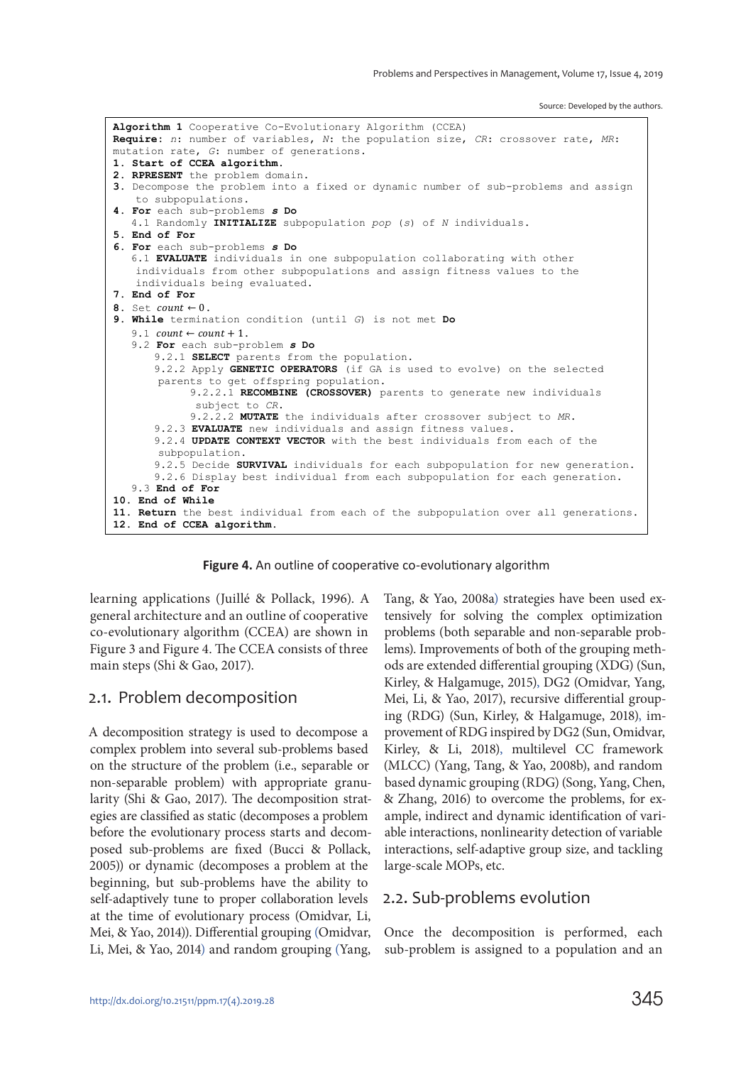Source: Developed by the authors.

```
Algorithm 1 Cooperative Co-Evolutionary Algorithm (CCEA)
Require: n: number of variables, N: the population size, CR: crossover rate, MR:
mutation rate, G: number of generations.
1. Start of CCEA algorithm.
2. RPRESENT the problem domain.
3. Decompose the problem into a fixed or dynamic number of sub-problems and assign
   to subpopulations.
4. For each sub-problems s Do
   4.1 Randomly INITIALIZE subpopulation pop (s) of N individuals.
5. End of For
6. For each sub-problems s Do
   6.1 EVALUATE individuals in one subpopulation collaborating with other
   individuals from other subpopulations and assign fitness values to the
   individuals being evaluated.
7. End of For
8. Set count ← 0.
9. While termination condition (until G) is not met Do
   9.1 count ← count + 1.
   9.2 For each sub-problem s Do
       9.2.1 SELECT parents from the population.
       9.2.2 Apply GENETIC OPERATORS (if GA is used to evolve) on the selected
       parents to get offspring population.
             9.2.2.1 RECOMBINE (CROSSOVER) parents to generate new individuals
             subject to CR.
             9.2.2.2 MUTATE the individuals after crossover subject to MR.
       9.2.3 EVALUATE new individuals and assign fitness values.
       9.2.4 UPDATE CONTEXT VECTOR with the best individuals from each of the
       subpopulation.
       9.2.5 Decide SURVIVAL individuals for each subpopulation for new generation.
       9.2.6 Display best individual from each subpopulation for each generation.
   9.3 End of For
10. End of While
11. Return the best individual from each of the subpopulation over all generations.
12. End of CCEA algorithm.
```

**Figure 4.** An outline of cooperative co-evolutionary algorithm

learning applications (Juillé & Pollack, 1996). A general architecture and an outline of cooperative co-evolutionary algorithm (CCEA) are shown in Figure 3 and Figure 4. The CCEA consists of three main steps (Shi & Gao, 2017).

## 2.1. Problem decomposition

A decomposition strategy is used to decompose a complex problem into several sub-problems based on the structure of the problem (i.e., separable or non-separable problem) with appropriate granularity (Shi & Gao, 2017). The decomposition strategies are classified as static (decomposes a problem before the evolutionary process starts and decomposed sub-problems are fixed (Bucci & Pollack, 2005)) or dynamic (decomposes a problem at the beginning, but sub-problems have the ability to self-adaptively tune to proper collaboration levels at the time of evolutionary process (Omidvar, Li, Mei, & Yao, 2014)). Differential grouping (Omidvar, Li, Mei, & Yao, 2014) and random grouping (Yang, Tang, & Yao, 2008a) strategies have been used extensively for solving the complex optimization problems (both separable and non-separable problems). Improvements of both of the grouping methods are extended differential grouping (XDG) (Sun, Kirley, & Halgamuge, 2015), DG2 (Omidvar, Yang, Mei, Li, & Yao, 2017), recursive differential grouping (RDG) (Sun, Kirley, & Halgamuge, 2018), improvement of RDG inspired by DG2 (Sun, Omidvar, Kirley, & Li, 2018), multilevel CC framework (MLCC) (Yang, Tang, & Yao, 2008b), and random based dynamic grouping (RDG) (Song, Yang, Chen, & Zhang, 2016) to overcome the problems, for example, indirect and dynamic identification of variable interactions, nonlinearity detection of variable interactions, self-adaptive group size, and tackling large-scale MOPs, etc.

## 2.2. Sub-problems evolution

Once the decomposition is performed, each sub-problem is assigned to a population and an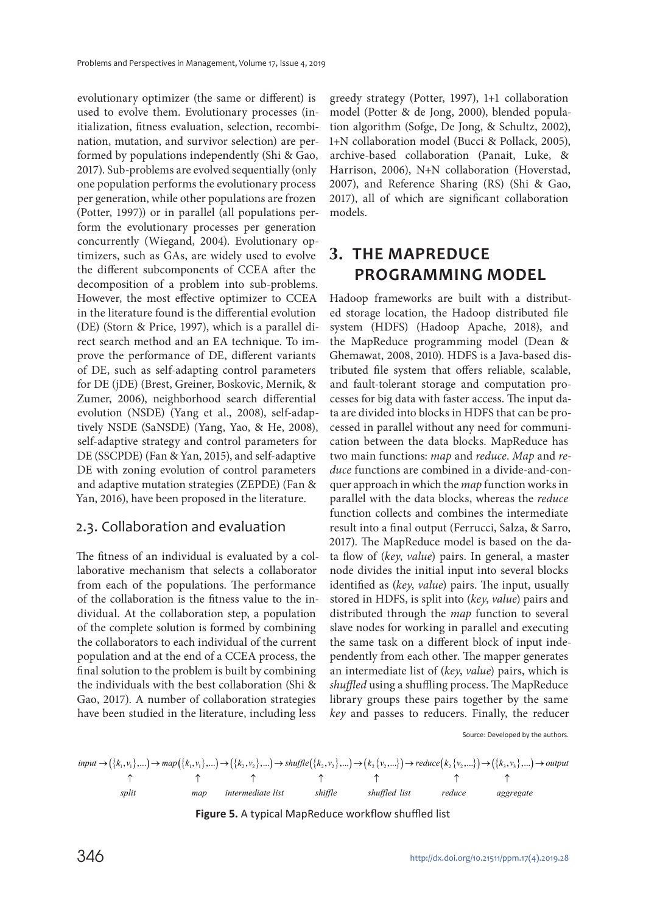evolutionary optimizer (the same or different) is used to evolve them. Evolutionary processes (initialization, fitness evaluation, selection, recombination, mutation, and survivor selection) are performed by populations independently (Shi & Gao, 2017). Sub-problems are evolved sequentially (only one population performs the evolutionary process per generation, while other populations are frozen (Potter, 1997)) or in parallel (all populations perform the evolutionary processes per generation concurrently (Wiegand, 2004). Evolutionary optimizers, such as GAs, are widely used to evolve the different subcomponents of CCEA after the decomposition of a problem into sub-problems. However, the most effective optimizer to CCEA in the literature found is the differential evolution (DE) (Storn & Price, 1997), which is a parallel direct search method and an EA technique. To improve the performance of DE, different variants of DE, such as self-adapting control parameters for DE (jDE) (Brest, Greiner, Boskovic, Mernik, & Zumer, 2006), neighborhood search differential evolution (NSDE) (Yang et al., 2008), self-adaptively NSDE (SaNSDE) (Yang, Yao, & He, 2008), self-adaptive strategy and control parameters for DE (SSCPDE) (Fan & Yan, 2015), and self-adaptive DE with zoning evolution of control parameters and adaptive mutation strategies (ZEPDE) (Fan & Yan, 2016), have been proposed in the literature.

## 2.3. Collaboration and evaluation

The fitness of an individual is evaluated by a collaborative mechanism that selects a collaborator from each of the populations. The performance of the collaboration is the fitness value to the individual. At the collaboration step, a population of the complete solution is formed by combining the collaborators to each individual of the current population and at the end of a CCEA process, the final solution to the problem is built by combining the individuals with the best collaboration (Shi & Gao, 2017). A number of collaboration strategies have been studied in the literature, including less greedy strategy (Potter, 1997), 1+1 collaboration model (Potter & de Jong, 2000), blended population algorithm (Sofge, De Jong, & Schultz, 2002), 1+N collaboration model (Bucci & Pollack, 2005), archive-based collaboration (Panait, Luke, & Harrison, 2006), N+N collaboration (Hoverstad, 2007), and Reference Sharing (RS) (Shi & Gao, 2017), all of which are significant collaboration models.

# 3. THE MAPREDUCE PROGRAMMING MODEL

Hadoop frameworks are built with a distributed storage location, the Hadoop distributed file system (HDFS) (Hadoop Apache, 2018), and the MapReduce programming model (Dean & Ghemawat, 2008, 2010). HDFS is a Java-based distributed file system that offers reliable, scalable, and fault-tolerant storage and computation processes for big data with faster access. The input data are divided into blocks in HDFS that can be processed in parallel without any need for communication between the data blocks. MapReduce has two main functions: *map* and *reduce*. *Map* and *reduce* functions are combined in a divide-and-conquer approach in which the *map* function works in parallel with the data blocks, whereas the *reduce* function collects and combines the intermediate result into a final output (Ferrucci, Salza, & Sarro, 2017). The MapReduce model is based on the data flow of (*key*, *value*) pairs. In general, a master node divides the initial input into several blocks identified as (*key*, *value*) pairs. The input, usually stored in HDFS, is split into (*key*, *value*) pairs and distributed through the *map* function to several slave nodes for working in parallel and executing the same task on a different block of input independently from each other. The mapper generates an intermediate list of (*key*, *value*) pairs, which is *shuffled* using a shuffling process. The MapReduce library groups these pairs together by the same *key* and passes to reducers. Finally, the reducer

Source: Developed by the authors.

$$
\underset{\phantom{x}}{input} \rightarrow \underset{\textit{split}}{\left(\{k_1, v_1\}, \ldots\right)} \rightarrow \underset{\textit{map}}{map\left(\{k_1, v_1\}, \ldots\right)} \rightarrow \underset{\textit{intermediate list}}{\left(\{k_2, v_2\}, \ldots\right)} \rightarrow \underset{\textit{shiffle}}{shuffle\left(\{k_2, v_2\}, \ldots\right)} \rightarrow \underset{\textit{shuffled list}}{\left(k_2\{v_2, \ldots\}\right)} \rightarrow \underset{\textit{reduce}}{reduce\left(k_2\{v_2, \ldots\}\right)} \rightarrow \underset{\textit{aggregate}}{\left(\{k_3, v_3\}, \ldots\right)} \rightarrow output
$$

**Figure 5.** A typical MapReduce workflow shuffled list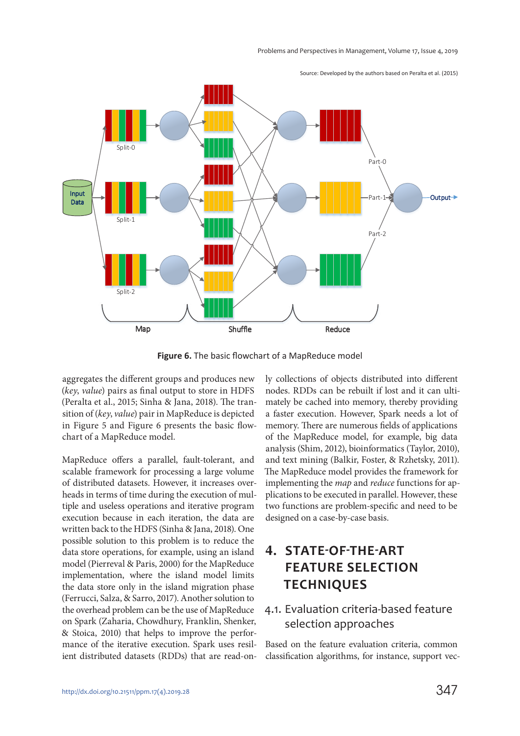Source: Developed by the authors based on Peralta et al. (2015)

**Figure 6.** The basic flowchart of a MapReduce model

aggregates the different groups and produces new (*key*, *value*) pairs as final output to store in HDFS (Peralta et al., 2015; Sinha & Jana, 2018). The transition of (*key*, *value*) pair in MapReduce is depicted in Figure 5 and Figure 6 presents the basic flowchart of a MapReduce model.

MapReduce offers a parallel, fault-tolerant, and scalable framework for processing a large volume of distributed datasets. However, it increases overheads in terms of time during the execution of multiple and useless operations and iterative program execution because in each iteration, the data are written back to the HDFS (Sinha & Jana, 2018). One possible solution to this problem is to reduce the data store operations, for example, using an island model (Pierreval & Paris, 2000) for the MapReduce implementation, where the island model limits the data store only in the island migration phase (Ferrucci, Salza, & Sarro, 2017). Another solution to the overhead problem can be the use of MapReduce on Spark (Zaharia, Chowdhury, Franklin, Shenker, & Stoica, 2010) that helps to improve the performance of the iterative execution. Spark uses resilient distributed datasets (RDDs) that are read-only collections of objects distributed into different nodes. RDDs can be rebuilt if lost and it can ultimately be cached into memory, thereby providing a faster execution. However, Spark needs a lot of memory. There are numerous fields of applications of the MapReduce model, for example, big data analysis (Shim, 2012), bioinformatics (Taylor, 2010), and text mining (Balkir, Foster, & Rzhetsky, 2011). The MapReduce model provides the framework for implementing the *map* and *reduce* functions for applications to be executed in parallel. However, these two functions are problem-specific and need to be designed on a case-by-case basis.

# 4. STATE-OF-THE-ART FEATURE SELECTION TECHNIQUES

## 4.1. Evaluation criteria-based feature selection approaches

Based on the feature evaluation criteria, common classification algorithms, for instance, support vec-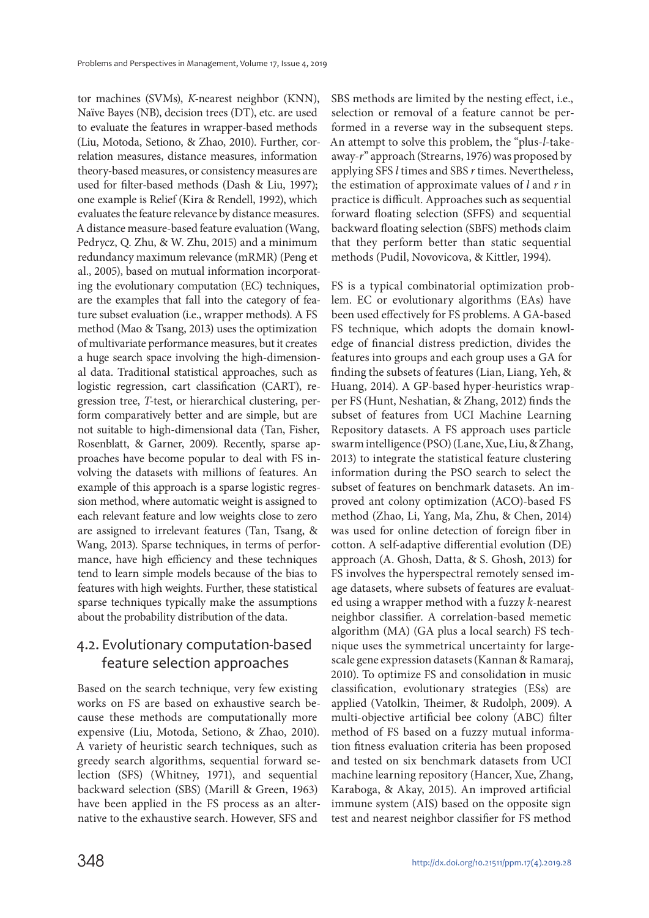tor machines (SVMs), *K*-nearest neighbor (KNN), Naïve Bayes (NB), decision trees (DT), etc. are used to evaluate the features in wrapper-based methods (Liu, Motoda, Setiono, & Zhao, 2010). Further, correlation measures, distance measures, information theory-based measures, or consistency measures are used for filter-based methods (Dash & Liu, 1997); one example is Relief (Kira & Rendell, 1992), which evaluates the feature relevance by distance measures. A distance measure-based feature evaluation (Wang, Pedrycz, Q. Zhu, & W. Zhu, 2015) and a minimum redundancy maximum relevance (mRMR) (Peng et al., 2005), based on mutual information incorporating the evolutionary computation (EC) techniques, are the examples that fall into the category of feature subset evaluation (i.e., wrapper methods). A FS method (Mao & Tsang, 2013) uses the optimization of multivariate performance measures, but it creates a huge search space involving the high-dimensional data. Traditional statistical approaches, such as logistic regression, cart classification (CART), regression tree, *T*-test, or hierarchical clustering, perform comparatively better and are simple, but are not suitable to high-dimensional data (Tan, Fisher, Rosenblatt, & Garner, 2009). Recently, sparse approaches have become popular to deal with FS involving the datasets with millions of features. An example of this approach is a sparse logistic regression method, where automatic weight is assigned to each relevant feature and low weights close to zero are assigned to irrelevant features (Tan, Tsang, & Wang, 2013). Sparse techniques, in terms of performance, have high efficiency and these techniques tend to learn simple models because of the bias to features with high weights. Further, these statistical sparse techniques typically make the assumptions about the probability distribution of the data.

## 4.2. Evolutionary computation-based feature selection approaches

Based on the search technique, very few existing works on FS are based on exhaustive search because these methods are computationally more expensive (Liu, Motoda, Setiono, & Zhao, 2010). A variety of heuristic search techniques, such as greedy search algorithms, sequential forward selection (SFS) (Whitney, 1971), and sequential backward selection (SBS) (Marill & Green, 1963) have been applied in the FS process as an alternative to the exhaustive search. However, SFS and SBS methods are limited by the nesting effect, i.e., selection or removal of a feature cannot be performed in a reverse way in the subsequent steps. An attempt to solve this problem, the "plus-*l*-take-away-*r*" approach (Strearns, 1976) was proposed by applying SFS *l* times and SBS *r* times. Nevertheless, the estimation of approximate values of *l* and *r* in practice is difficult. Approaches such as sequential forward floating selection (SFFS) and sequential backward floating selection (SBFS) methods claim that they perform better than static sequential methods (Pudil, Novovicova, & Kittler, 1994).

FS is a typical combinatorial optimization problem. EC or evolutionary algorithms (EAs) have been used effectively for FS problems. A GA-based FS technique, which adopts the domain knowledge of financial distress prediction, divides the features into groups and each group uses a GA for finding the subsets of features (Lian, Liang, Yeh, & Huang, 2014). A GP-based hyper-heuristics wrapper FS (Hunt, Neshatian, & Zhang, 2012) finds the subset of features from UCI Machine Learning Repository datasets. A FS approach uses particle swarm intelligence (PSO) (Lane, Xue, Liu, & Zhang, 2013) to integrate the statistical feature clustering information during the PSO search to select the subset of features on benchmark datasets. An improved ant colony optimization (ACO)-based FS method (Zhao, Li, Yang, Ma, Zhu, & Chen, 2014) was used for online detection of foreign fiber in cotton. A self-adaptive differential evolution (DE) approach (A. Ghosh, Datta, & S. Ghosh, 2013) for FS involves the hyperspectral remotely sensed image datasets, where subsets of features are evaluated using a wrapper method with a fuzzy *k*-nearest neighbor classifier. A correlation-based memetic algorithm (MA) (GA plus a local search) FS technique uses the symmetrical uncertainty for large-scale gene expression datasets (Kannan & Ramaraj, 2010). To optimize FS and consolidation in music classification, evolutionary strategies (ESs) are applied (Vatolkin, Theimer, & Rudolph, 2009). A multi-objective artificial bee colony (ABC) filter method of FS based on a fuzzy mutual information fitness evaluation criteria has been proposed and tested on six benchmark datasets from UCI machine learning repository (Hancer, Xue, Zhang, Karaboga, & Akay, 2015). An improved artificial immune system (AIS) based on the opposite sign test and nearest neighbor classifier for FS method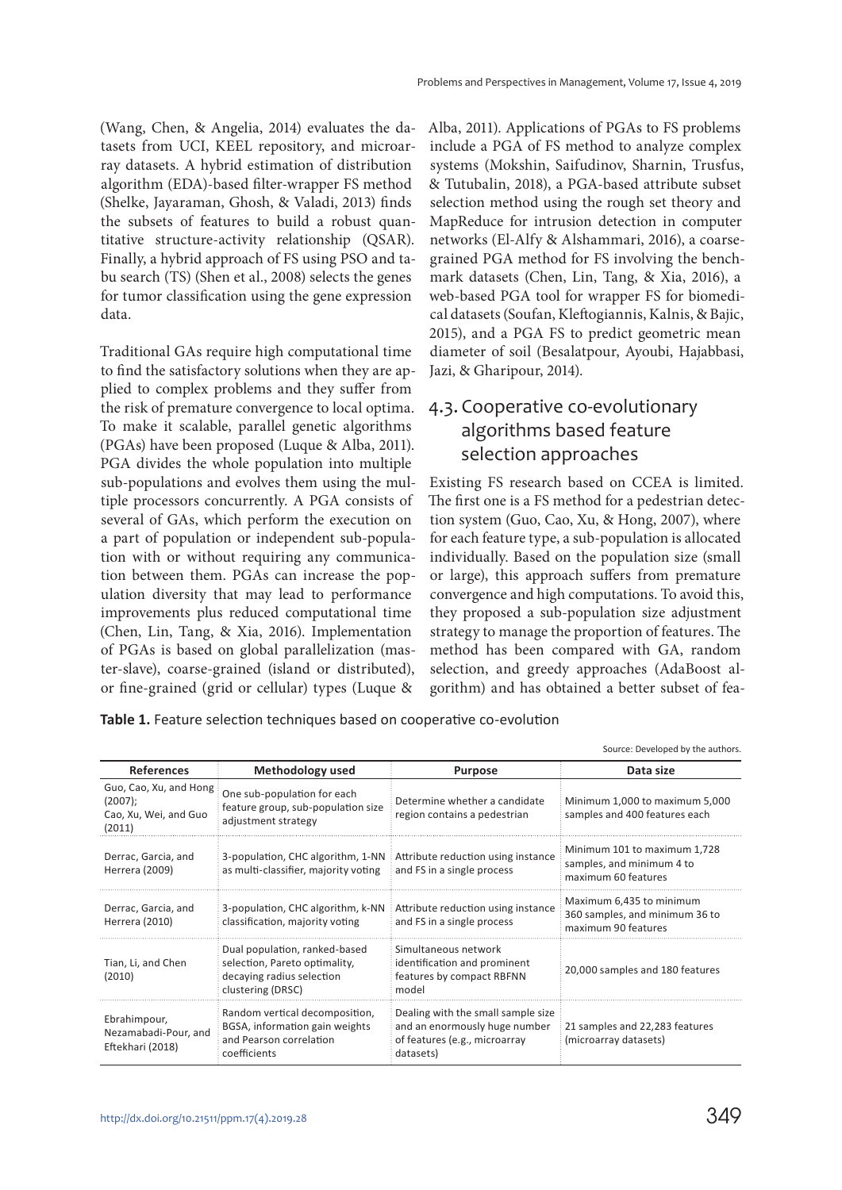(Wang, Chen, & Angelia, 2014) evaluates the datasets from UCI, KEEL repository, and microarray datasets. A hybrid estimation of distribution algorithm (EDA)-based filter-wrapper FS method (Shelke, Jayaraman, Ghosh, & Valadi, 2013) finds the subsets of features to build a robust quantitative structure-activity relationship (QSAR). Finally, a hybrid approach of FS using PSO and tabu search (TS) (Shen et al., 2008) selects the genes for tumor classification using the gene expression data.

Traditional GAs require high computational time to find the satisfactory solutions when they are applied to complex problems and they suffer from the risk of premature convergence to local optima. To make it scalable, parallel genetic algorithms (PGAs) have been proposed (Luque & Alba, 2011). PGA divides the whole population into multiple sub-populations and evolves them using the multiple processors concurrently. A PGA consists of several of GAs, which perform the execution on a part of population or independent sub-population with or without requiring any communication between them. PGAs can increase the population diversity that may lead to performance improvements plus reduced computational time (Chen, Lin, Tang, & Xia, 2016). Implementation of PGAs is based on global parallelization (master-slave), coarse-grained (island or distributed), or fine-grained (grid or cellular) types (Luque & Alba, 2011). Applications of PGAs to FS problems include a PGA of FS method to analyze complex systems (Mokshin, Saifudinov, Sharnin, Trusfus, & Tutubalin, 2018), a PGA-based attribute subset selection method using the rough set theory and MapReduce for intrusion detection in computer networks (El-Alfy & Alshammari, 2016), a coarse-grained PGA method for FS involving the benchmark datasets (Chen, Lin, Tang, & Xia, 2016), a web-based PGA tool for wrapper FS for biomedical datasets (Soufan, Kleftogiannis, Kalnis, & Bajic, 2015), and a PGA FS to predict geometric mean diameter of soil (Besalatpour, Ayoubi, Hajabbasi, Jazi, & Gharipour, 2014).

## 4.3. Cooperative co-evolutionary algorithms based feature selection approaches

Existing FS research based on CCEA is limited. The first one is a FS method for a pedestrian detection system (Guo, Cao, Xu, & Hong, 2007), where for each feature type, a sub-population is allocated individually. Based on the population size (small or large), this approach suffers from premature convergence and high computations. To avoid this, they proposed a sub-population size adjustment strategy to manage the proportion of features. The method has been compared with GA, random selection, and greedy approaches (AdaBoost algorithm) and has obtained a better subset of fea-

**Table 1.** Feature selection techniques based on cooperative co-evolution

Source: Developed by the authors.

| References | Methodology used | Purpose | Data size |
|---|---|---|---|
| Guo, Cao, Xu, and Hong (2007); Cao, Xu, Wei, and Guo (2011) | One sub-population for each feature group, sub-population size adjustment strategy | Determine whether a candidate region contains a pedestrian | Minimum 1,000 to maximum 5,000 samples and 400 features each |
| Derrac, Garcia, and Herrera (2009) | 3-population, CHC algorithm, 1-NN as multi-classifier, majority voting | Attribute reduction using instance and FS in a single process | Minimum 101 to maximum 1,728 samples, and minimum 4 to maximum 60 features |
| Derrac, Garcia, and Herrera (2010) | 3-population, CHC algorithm, k-NN classification, majority voting | Attribute reduction using instance and FS in a single process | Maximum 6,435 to minimum 360 samples, and minimum 36 to maximum 90 features |
| Tian, Li, and Chen (2010) | Dual population, ranked-based selection, Pareto optimality, decaying radius selection clustering (DRSC) | Simultaneous network identification and prominent features by compact RBFNN model | 20,000 samples and 180 features |
| Ebrahimpour, Nezamabadi-Pour, and Eftekhari (2018) | Random vertical decomposition, BGSA, information gain weights and Pearson correlation coefficients | Dealing with the small sample size and an enormously huge number of features (e.g., microarray datasets) | 21 samples and 22,283 features (microarray datasets) |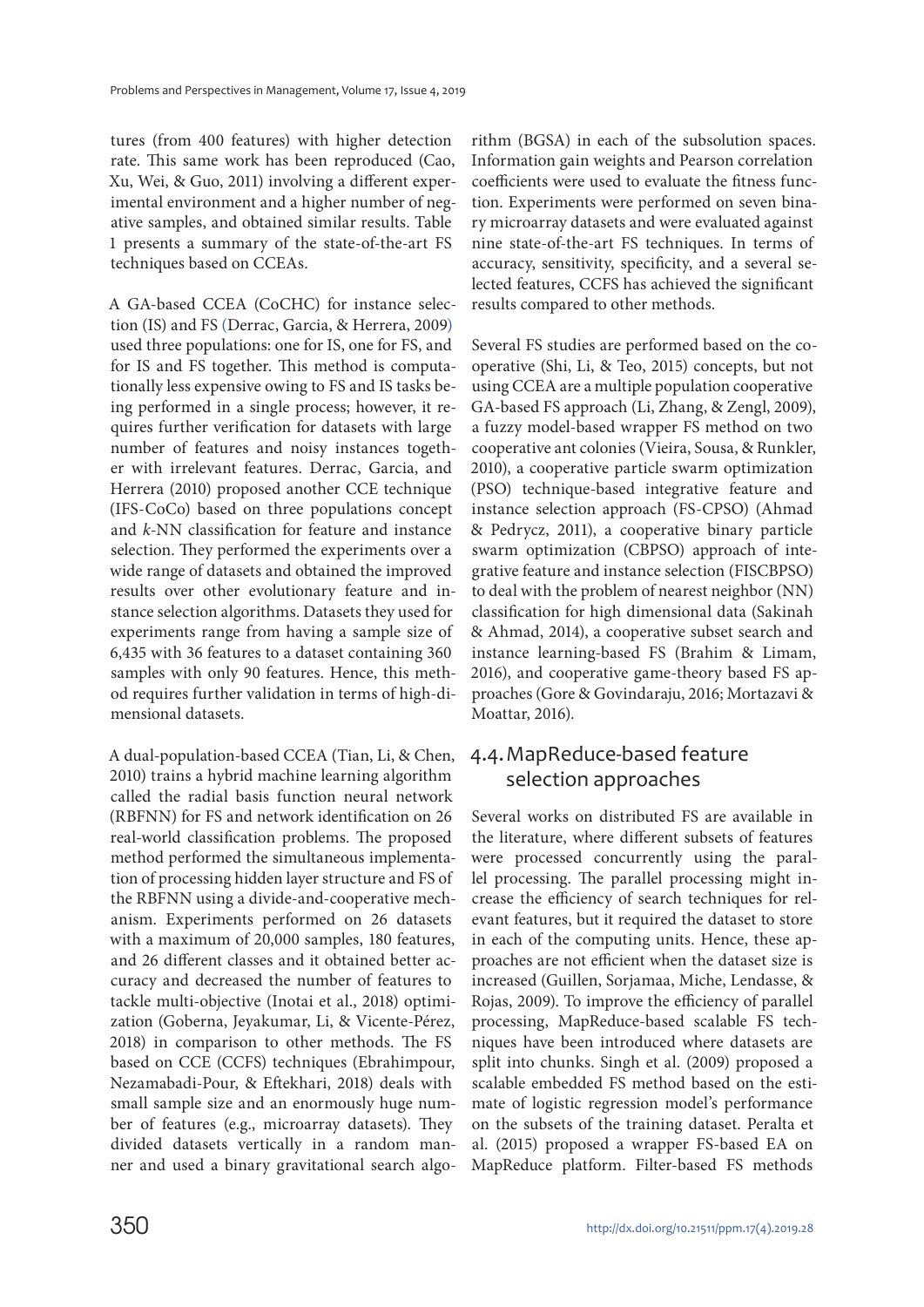tures (from 400 features) with higher detection rate. This same work has been reproduced (Cao, Xu, Wei, & Guo, 2011) involving a different experimental environment and a higher number of negative samples, and obtained similar results. Table 1 presents a summary of the state-of-the-art FS techniques based on CCEAs.

A GA-based CCEA (CoCHC) for instance selection (IS) and FS (Derrac, Garcia, & Herrera, 2009) used three populations: one for IS, one for FS, and for IS and FS together. This method is computationally less expensive owing to FS and IS tasks being performed in a single process; however, it requires further verification for datasets with large number of features and noisy instances together with irrelevant features. Derrac, Garcia, and Herrera (2010) proposed another CCE technique (IFS-CoCo) based on three populations concept and *k*-NN classification for feature and instance selection. They performed the experiments over a wide range of datasets and obtained the improved results over other evolutionary feature and instance selection algorithms. Datasets they used for experiments range from having a sample size of 6,435 with 36 features to a dataset containing 360 samples with only 90 features. Hence, this method requires further validation in terms of high-dimensional datasets.

A dual-population-based CCEA (Tian, Li, & Chen, 2010) trains a hybrid machine learning algorithm called the radial basis function neural network (RBFNN) for FS and network identification on 26 real-world classification problems. The proposed method performed the simultaneous implementation of processing hidden layer structure and FS of the RBFNN using a divide-and-cooperative mechanism. Experiments performed on 26 datasets with a maximum of 20,000 samples, 180 features, and 26 different classes and it obtained better accuracy and decreased the number of features to tackle multi-objective (Inotai et al., 2018) optimization (Goberna, Jeyakumar, Li, & Vicente-Pérez, 2018) in comparison to other methods. The FS based on CCE (CCFS) techniques (Ebrahimpour, Nezamabadi-Pour, & Eftekhari, 2018) deals with small sample size and an enormously huge number of features (e.g., microarray datasets). They divided datasets vertically in a random manner and used a binary gravitational search algorithm (BGSA) in each of the subsolution spaces. Information gain weights and Pearson correlation coefficients were used to evaluate the fitness function. Experiments were performed on seven binary microarray datasets and were evaluated against nine state-of-the-art FS techniques. In terms of accuracy, sensitivity, specificity, and a several selected features, CCFS has achieved the significant results compared to other methods.

Several FS studies are performed based on the cooperative (Shi, Li, & Teo, 2015) concepts, but not using CCEA are a multiple population cooperative GA-based FS approach (Li, Zhang, & Zengl, 2009), a fuzzy model-based wrapper FS method on two cooperative ant colonies (Vieira, Sousa, & Runkler, 2010), a cooperative particle swarm optimization (PSO) technique-based integrative feature and instance selection approach (FS-CPSO) (Ahmad & Pedrycz, 2011), a cooperative binary particle swarm optimization (CBPSO) approach of integrative feature and instance selection (FISCBPSO) to deal with the problem of nearest neighbor (NN) classification for high dimensional data (Sakinah & Ahmad, 2014), a cooperative subset search and instance learning-based FS (Brahim & Limam, 2016), and cooperative game-theory based FS approaches (Gore & Govindaraju, 2016; Mortazavi & Moattar, 2016).

## 4.4. MapReduce-based feature selection approaches

Several works on distributed FS are available in the literature, where different subsets of features were processed concurrently using the parallel processing. The parallel processing might increase the efficiency of search techniques for relevant features, but it required the dataset to store in each of the computing units. Hence, these approaches are not efficient when the dataset size is increased (Guillen, Sorjamaa, Miche, Lendasse, & Rojas, 2009). To improve the efficiency of parallel processing, MapReduce-based scalable FS techniques have been introduced where datasets are split into chunks. Singh et al. (2009) proposed a scalable embedded FS method based on the estimate of logistic regression model's performance on the subsets of the training dataset. Peralta et al. (2015) proposed a wrapper FS-based EA on MapReduce platform. Filter-based FS methods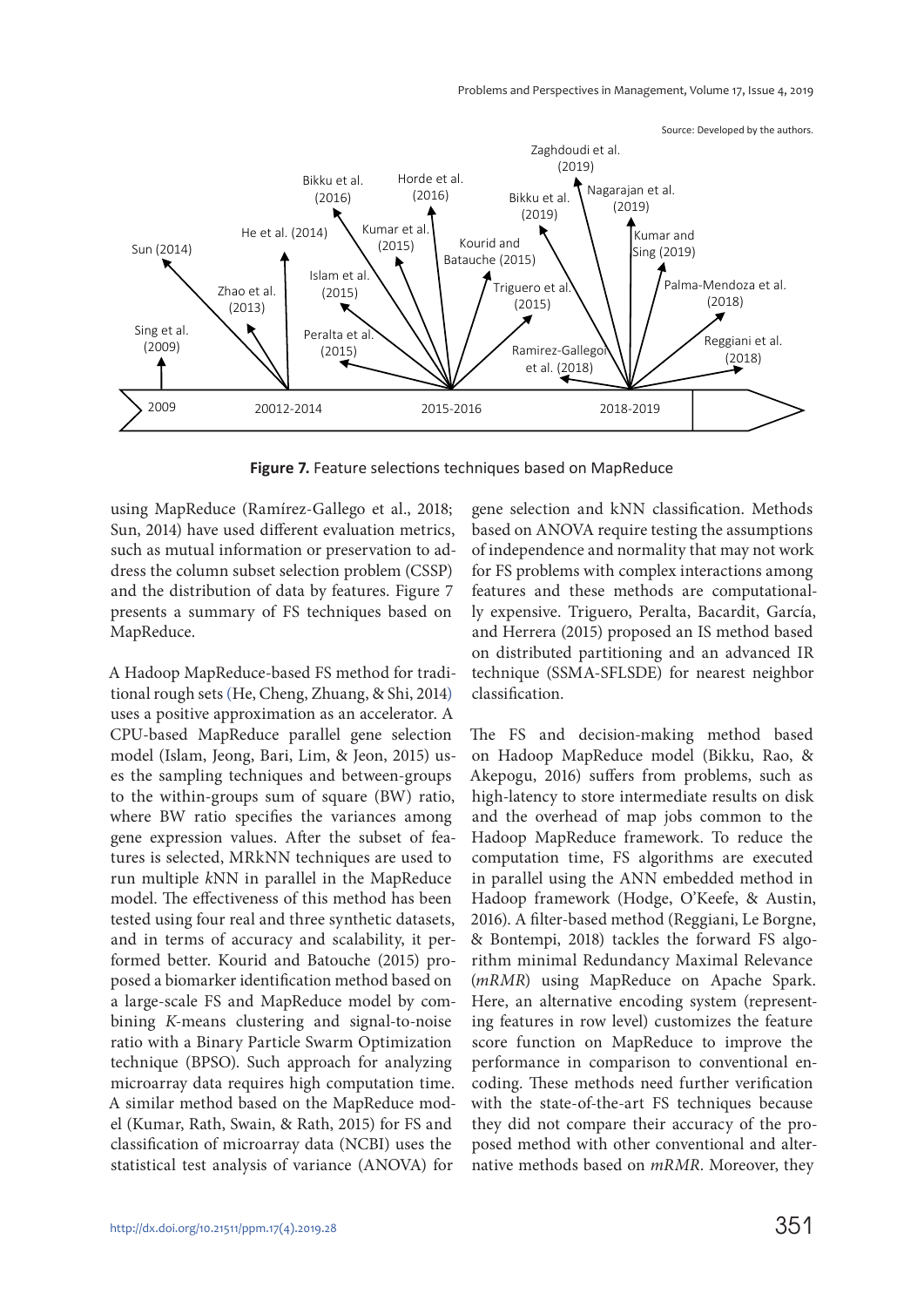Source: Developed by the authors.

**Figure 7.** Feature selections techniques based on MapReduce

using MapReduce (Ramírez-Gallego et al., 2018; Sun, 2014) have used different evaluation metrics, such as mutual information or preservation to address the column subset selection problem (CSSP) and the distribution of data by features. Figure 7 presents a summary of FS techniques based on MapReduce.

A Hadoop MapReduce-based FS method for traditional rough sets (He, Cheng, Zhuang, & Shi, 2014) uses a positive approximation as an accelerator. A CPU-based MapReduce parallel gene selection model (Islam, Jeong, Bari, Lim, & Jeon, 2015) uses the sampling techniques and between-groups to the within-groups sum of square (BW) ratio, where BW ratio specifies the variances among gene expression values. After the subset of features is selected, MRkNN techniques are used to run multiple *k*NN in parallel in the MapReduce model. The effectiveness of this method has been tested using four real and three synthetic datasets, and in terms of accuracy and scalability, it performed better. Kourid and Batouche (2015) proposed a biomarker identification method based on a large-scale FS and MapReduce model by combining *K*-means clustering and signal-to-noise ratio with a Binary Particle Swarm Optimization technique (BPSO). Such approach for analyzing microarray data requires high computation time. A similar method based on the MapReduce model (Kumar, Rath, Swain, & Rath, 2015) for FS and classification of microarray data (NCBI) uses the statistical test analysis of variance (ANOVA) for gene selection and kNN classification. Methods based on ANOVA require testing the assumptions of independence and normality that may not work for FS problems with complex interactions among features and these methods are computationally expensive. Triguero, Peralta, Bacardit, García, and Herrera (2015) proposed an IS method based on distributed partitioning and an advanced IR technique (SSMA-SFLSDE) for nearest neighbor classification.

The FS and decision-making method based on Hadoop MapReduce model (Bikku, Rao, & Akepogu, 2016) suffers from problems, such as high-latency to store intermediate results on disk and the overhead of map jobs common to the Hadoop MapReduce framework. To reduce the computation time, FS algorithms are executed in parallel using the ANN embedded method in Hadoop framework (Hodge, O'Keefe, & Austin, 2016). A filter-based method (Reggiani, Le Borgne, & Bontempi, 2018) tackles the forward FS algorithm minimal Redundancy Maximal Relevance (*mRMR*) using MapReduce on Apache Spark. Here, an alternative encoding system (representing features in row level) customizes the feature score function on MapReduce to improve the performance in comparison to conventional encoding. These methods need further verification with the state-of-the-art FS techniques because they did not compare their accuracy of the proposed method with other conventional and alternative methods based on *mRMR*. Moreover, they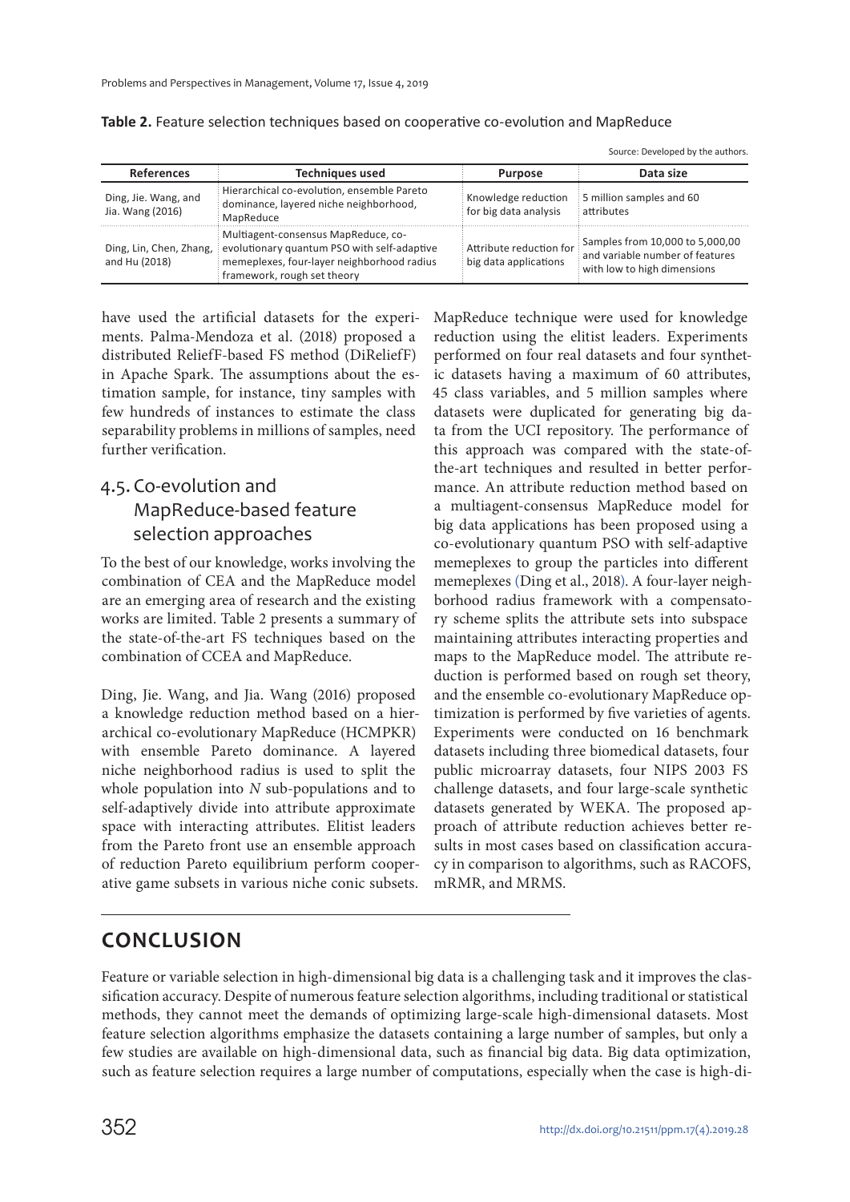**Table 2.** Feature selection techniques based on cooperative co-evolution and MapReduce

Source: Developed by the authors.

| References | Techniques used | Purpose | Data size |
|---|---|---|---|
| Ding, Jie. Wang, and Jia. Wang (2016) | Hierarchical co-evolution, ensemble Pareto dominance, layered niche neighborhood, MapReduce | Knowledge reduction for big data analysis | 5 million samples and 60 attributes |
| Ding, Lin, Chen, Zhang, and Hu (2018) | Multiagent-consensus MapReduce, co-evolutionary quantum PSO with self-adaptive memeplexes, four-layer neighborhood radius framework, rough set theory | Attribute reduction for big data applications | Samples from 10,000 to 5,000,00 and variable number of features with low to high dimensions |

have used the artificial datasets for the experiments. Palma-Mendoza et al. (2018) proposed a distributed ReliefF-based FS method (DiReliefF) in Apache Spark. The assumptions about the estimation sample, for instance, tiny samples with few hundreds of instances to estimate the class separability problems in millions of samples, need further verification.

### 4.5. Co-evolution and MapReduce-based feature selection approaches

To the best of our knowledge, works involving the combination of CEA and the MapReduce model are an emerging area of research and the existing works are limited. Table 2 presents a summary of the state-of-the-art FS techniques based on the combination of CCEA and MapReduce.

Ding, Jie. Wang, and Jia. Wang (2016) proposed a knowledge reduction method based on a hierarchical co-evolutionary MapReduce (HCMPKR) with ensemble Pareto dominance. A layered niche neighborhood radius is used to split the whole population into *N* sub-populations and to self-adaptively divide into attribute approximate space with interacting attributes. Elitist leaders from the Pareto front use an ensemble approach of reduction Pareto equilibrium perform cooperative game subsets in various niche conic subsets. MapReduce technique were used for knowledge reduction using the elitist leaders. Experiments performed on four real datasets and four synthetic datasets having a maximum of 60 attributes, 45 class variables, and 5 million samples where datasets were duplicated for generating big data from the UCI repository. The performance of this approach was compared with the state-of-the-art techniques and resulted in better performance. An attribute reduction method based on a multiagent-consensus MapReduce model for big data applications has been proposed using a co-evolutionary quantum PSO with self-adaptive memeplexes to group the particles into different memeplexes (Ding et al., 2018). A four-layer neighborhood radius framework with a compensatory scheme splits the attribute sets into subspace maintaining attributes interacting properties and maps to the MapReduce model. The attribute reduction is performed based on rough set theory, and the ensemble co-evolutionary MapReduce optimization is performed by five varieties of agents. Experiments were conducted on 16 benchmark datasets including three biomedical datasets, four public microarray datasets, four NIPS 2003 FS challenge datasets, and four large-scale synthetic datasets generated by WEKA. The proposed approach of attribute reduction achieves better results in most cases based on classification accuracy in comparison to algorithms, such as RACOFS, mRMR, and MRMS.

## CONCLUSION

Feature or variable selection in high-dimensional big data is a challenging task and it improves the classification accuracy. Despite of numerous feature selection algorithms, including traditional or statistical methods, they cannot meet the demands of optimizing large-scale high-dimensional datasets. Most feature selection algorithms emphasize the datasets containing a large number of samples, but only a few studies are available on high-dimensional data, such as financial big data. Big data optimization, such as feature selection requires a large number of computations, especially when the case is high-di-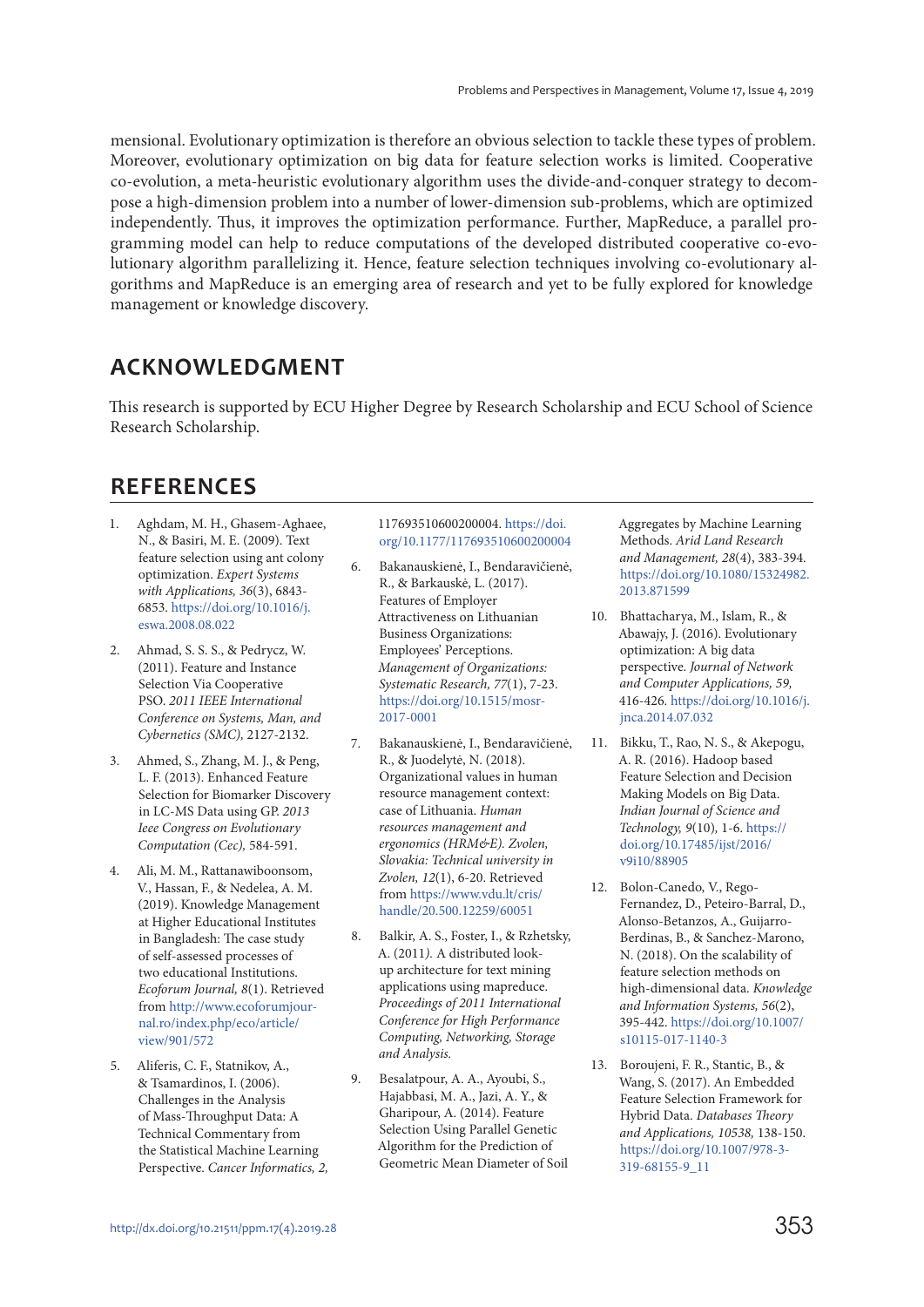mensional. Evolutionary optimization is therefore an obvious selection to tackle these types of problem. Moreover, evolutionary optimization on big data for feature selection works is limited. Cooperative co-evolution, a meta-heuristic evolutionary algorithm uses the divide-and-conquer strategy to decompose a high-dimension problem into a number of lower-dimension sub-problems, which are optimized independently. Thus, it improves the optimization performance. Further, MapReduce, a parallel programming model can help to reduce computations of the developed distributed cooperative co-evolutionary algorithm parallelizing it. Hence, feature selection techniques involving co-evolutionary algorithms and MapReduce is an emerging area of research and yet to be fully explored for knowledge management or knowledge discovery.

## ACKNOWLEDGMENT

This research is supported by ECU Higher Degree by Research Scholarship and ECU School of Science Research Scholarship.

## REFERENCES

1. Aghdam, M. H., Ghasem-Aghaee, N., & Basiri, M. E. (2009). Text feature selection using ant colony optimization. *Expert Systems with Applications, 36*(3), 6843-6853. https://doi.org/10.1016/j.eswa.2008.08.022
2. Ahmad, S. S. S., & Pedrycz, W. (2011). Feature and Instance Selection Via Cooperative PSO. *2011 IEEE International Conference on Systems, Man, and Cybernetics (SMC),* 2127-2132.
3. Ahmed, S., Zhang, M. J., & Peng, L. F. (2013). Enhanced Feature Selection for Biomarker Discovery in LC-MS Data using GP. *2013 Ieee Congress on Evolutionary Computation (Cec),* 584-591.
4. Ali, M. M., Rattanawiboonsom, V., Hassan, F., & Nedelea, A. M. (2019). Knowledge Management at Higher Educational Institutes in Bangladesh: The case study of self-assessed processes of two educational Institutions. *Ecoforum Journal, 8*(1). Retrieved from http://www.ecoforumjournal.ro/index.php/eco/article/view/901/572
5. Aliferis, C. F., Statnikov, A., & Tsamardinos, I. (2006). Challenges in the Analysis of Mass-Throughput Data: A Technical Commentary from the Statistical Machine Learning Perspective. *Cancer Informatics, 2,* 117693510600200004. https://doi.org/10.1177/117693510600200004
6. Bakanauskienė, I., Bendaravičienė, R., & Barkauskė, L. (2017). Features of Employer Attractiveness on Lithuanian Business Organizations: Employees' Perceptions. *Management of Organizations: Systematic Research, 77*(1), 7-23. https://doi.org/10.1515/mosr-2017-0001
7. Bakanauskienė, I., Bendaravičienė, R., & Juodelytė, N. (2018). Organizational values in human resource management context: case of Lithuania. *Human resources management and ergonomics (HRM&E). Zvolen, Slovakia: Technical university in Zvolen, 12*(1), 6-20. Retrieved from https://www.vdu.lt/cris/handle/20.500.12259/60051
8. Balkir, A. S., Foster, I., & Rzhetsky, A. (2011*).* A distributed look-up architecture for text mining applications using mapreduce. *Proceedings of 2011 International Conference for High Performance Computing, Networking, Storage and Analysis.*
9. Besalatpour, A. A., Ayoubi, S., Hajabbasi, M. A., Jazi, A. Y., & Gharipour, A. (2014). Feature Selection Using Parallel Genetic Algorithm for the Prediction of Geometric Mean Diameter of Soil Aggregates by Machine Learning Methods. *Arid Land Research and Management, 28*(4), 383-394. https://doi.org/10.1080/15324982.2013.871599
10. Bhattacharya, M., Islam, R., & Abawajy, J. (2016). Evolutionary optimization: A big data perspective. *Journal of Network and Computer Applications, 59,* 416-426. https://doi.org/10.1016/j.jnca.2014.07.032
11. Bikku, T., Rao, N. S., & Akepogu, A. R. (2016). Hadoop based Feature Selection and Decision Making Models on Big Data. *Indian Journal of Science and Technology, 9*(10), 1-6. https://doi.org/10.17485/ijst/2016/v9i10/88905
12. Bolon-Canedo, V., Rego-Fernandez, D., Peteiro-Barral, D., Alonso-Betanzos, A., Guijarro-Berdinas, B., & Sanchez-Marono, N. (2018). On the scalability of feature selection methods on high-dimensional data. *Knowledge and Information Systems, 56*(2), 395-442. https://doi.org/10.1007/s10115-017-1140-3
13. Boroujeni, F. R., Stantic, B., & Wang, S. (2017). An Embedded Feature Selection Framework for Hybrid Data. *Databases Theory and Applications, 10538,* 138-150. https://doi.org/10.1007/978-3-319-68155-9_11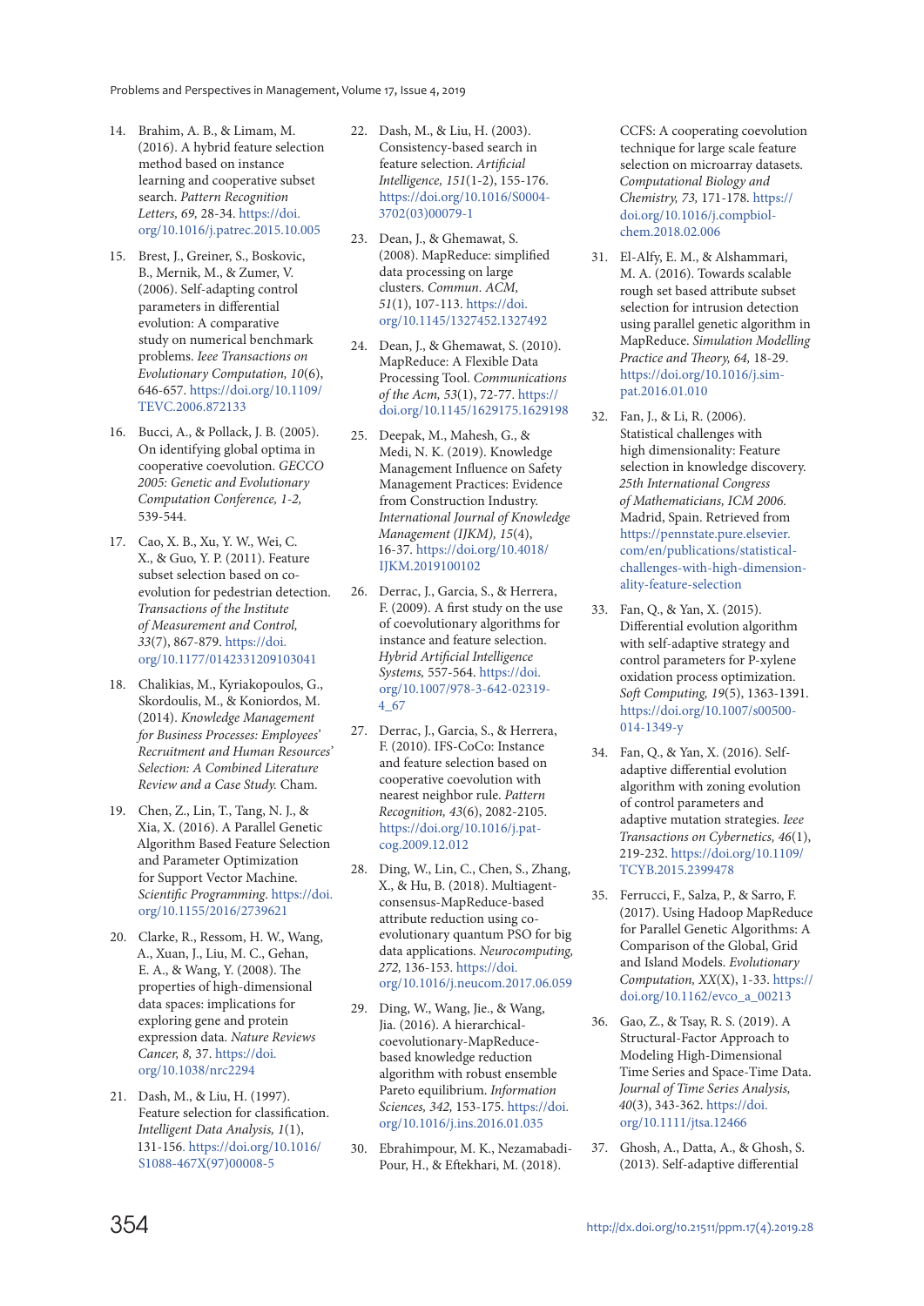14. Brahim, A. B., & Limam, M. (2016). A hybrid feature selection method based on instance learning and cooperative subset search. *Pattern Recognition Letters, 69,* 28-34. https://doi.org/10.1016/j.patrec.2015.10.005

15. Brest, J., Greiner, S., Boskovic, B., Mernik, M., & Zumer, V. (2006). Self-adapting control parameters in differential evolution: A comparative study on numerical benchmark problems. *Ieee Transactions on Evolutionary Computation, 10*(6), 646-657. https://doi.org/10.1109/TEVC.2006.872133

16. Bucci, A., & Pollack, J. B. (2005). On identifying global optima in cooperative coevolution. *GECCO 2005: Genetic and Evolutionary Computation Conference, 1-2,* 539-544.

17. Cao, X. B., Xu, Y. W., Wei, C. X., & Guo, Y. P. (2011). Feature subset selection based on co-evolution for pedestrian detection. *Transactions of the Institute of Measurement and Control, 33*(7), 867-879. https://doi.org/10.1177/0142331209103041

18. Chalikias, M., Kyriakopoulos, G., Skordoulis, M., & Koniordos, M. (2014). *Knowledge Management for Business Processes: Employees' Recruitment and Human Resources' Selection: A Combined Literature Review and a Case Study.* Cham.

19. Chen, Z., Lin, T., Tang, N. J., & Xia, X. (2016). A Parallel Genetic Algorithm Based Feature Selection and Parameter Optimization for Support Vector Machine. *Scientific Programming.* https://doi.org/10.1155/2016/2739621

20. Clarke, R., Ressom, H. W., Wang, A., Xuan, J., Liu, M. C., Gehan, E. A., & Wang, Y. (2008). The properties of high-dimensional data spaces: implications for exploring gene and protein expression data. *Nature Reviews Cancer, 8,* 37. https://doi.org/10.1038/nrc2294

21. Dash, M., & Liu, H. (1997). Feature selection for classification. *Intelligent Data Analysis, 1*(1), 131-156. https://doi.org/10.1016/S1088-467X(97)00008-5

22. Dash, M., & Liu, H. (2003). Consistency-based search in feature selection. *Artificial Intelligence, 151*(1-2), 155-176. https://doi.org/10.1016/S0004-3702(03)00079-1

23. Dean, J., & Ghemawat, S. (2008). MapReduce: simplified data processing on large clusters. *Commun. ACM, 51*(1), 107-113. https://doi.org/10.1145/1327452.1327492

24. Dean, J., & Ghemawat, S. (2010). MapReduce: A Flexible Data Processing Tool. *Communications of the Acm, 53*(1), 72-77. https://doi.org/10.1145/1629175.1629198

25. Deepak, M., Mahesh, G., & Medi, N. K. (2019). Knowledge Management Influence on Safety Management Practices: Evidence from Construction Industry. *International Journal of Knowledge Management (IJKM), 15*(4), 16-37. https://doi.org/10.4018/IJKM.2019100102

26. Derrac, J., Garcia, S., & Herrera, F. (2009). A first study on the use of coevolutionary algorithms for instance and feature selection. *Hybrid Artificial Intelligence Systems,* 557-564. https://doi.org/10.1007/978-3-642-02319-4_67

27. Derrac, J., Garcia, S., & Herrera, F. (2010). IFS-CoCo: Instance and feature selection based on cooperative coevolution with nearest neighbor rule. *Pattern Recognition, 43*(6), 2082-2105. https://doi.org/10.1016/j.patcog.2009.12.012

28. Ding, W., Lin, C., Chen, S., Zhang, X., & Hu, B. (2018). Multiagent-consensus-MapReduce-based attribute reduction using co-evolutionary quantum PSO for big data applications. *Neurocomputing, 272,* 136-153. https://doi.org/10.1016/j.neucom.2017.06.059

29. Ding, W., Wang, Jie., & Wang, Jia. (2016). A hierarchical-coevolutionary-MapReduce-based knowledge reduction algorithm with robust ensemble Pareto equilibrium. *Information Sciences, 342,* 153-175. https://doi.org/10.1016/j.ins.2016.01.035

30. Ebrahimpour, M. K., Nezamabadi-Pour, H., & Eftekhari, M. (2018). CCFS: A cooperating coevolution technique for large scale feature selection on microarray datasets. *Computational Biology and Chemistry, 73,* 171-178. https://doi.org/10.1016/j.compbiolchem.2018.02.006

31. El-Alfy, E. M., & Alshammari, M. A. (2016). Towards scalable rough set based attribute subset selection for intrusion detection using parallel genetic algorithm in MapReduce. *Simulation Modelling Practice and Theory, 64,* 18-29. https://doi.org/10.1016/j.simpat.2016.01.010

32. Fan, J., & Li, R. (2006). Statistical challenges with high dimensionality: Feature selection in knowledge discovery. *25th International Congress of Mathematicians, ICM 2006.* Madrid, Spain. Retrieved from https://pennstate.pure.elsevier.com/en/publications/statistical-challenges-with-high-dimensionality-feature-selection

33. Fan, Q., & Yan, X. (2015). Differential evolution algorithm with self-adaptive strategy and control parameters for P-xylene oxidation process optimization. *Soft Computing, 19*(5), 1363-1391. https://doi.org/10.1007/s00500-014-1349-y

34. Fan, Q., & Yan, X. (2016). Self-adaptive differential evolution algorithm with zoning evolution of control parameters and adaptive mutation strategies. *Ieee Transactions on Cybernetics, 46*(1), 219-232. https://doi.org/10.1109/TCYB.2015.2399478

35. Ferrucci, F., Salza, P., & Sarro, F. (2017). Using Hadoop MapReduce for Parallel Genetic Algorithms: A Comparison of the Global, Grid and Island Models. *Evolutionary Computation, XX*(X), 1-33. https://doi.org/10.1162/evco_a_00213

36. Gao, Z., & Tsay, R. S. (2019). A Structural-Factor Approach to Modeling High-Dimensional Time Series and Space-Time Data. *Journal of Time Series Analysis, 40*(3), 343-362. https://doi.org/10.1111/jtsa.12466

37. Ghosh, A., Datta, A., & Ghosh, S. (2013). Self-adaptive differential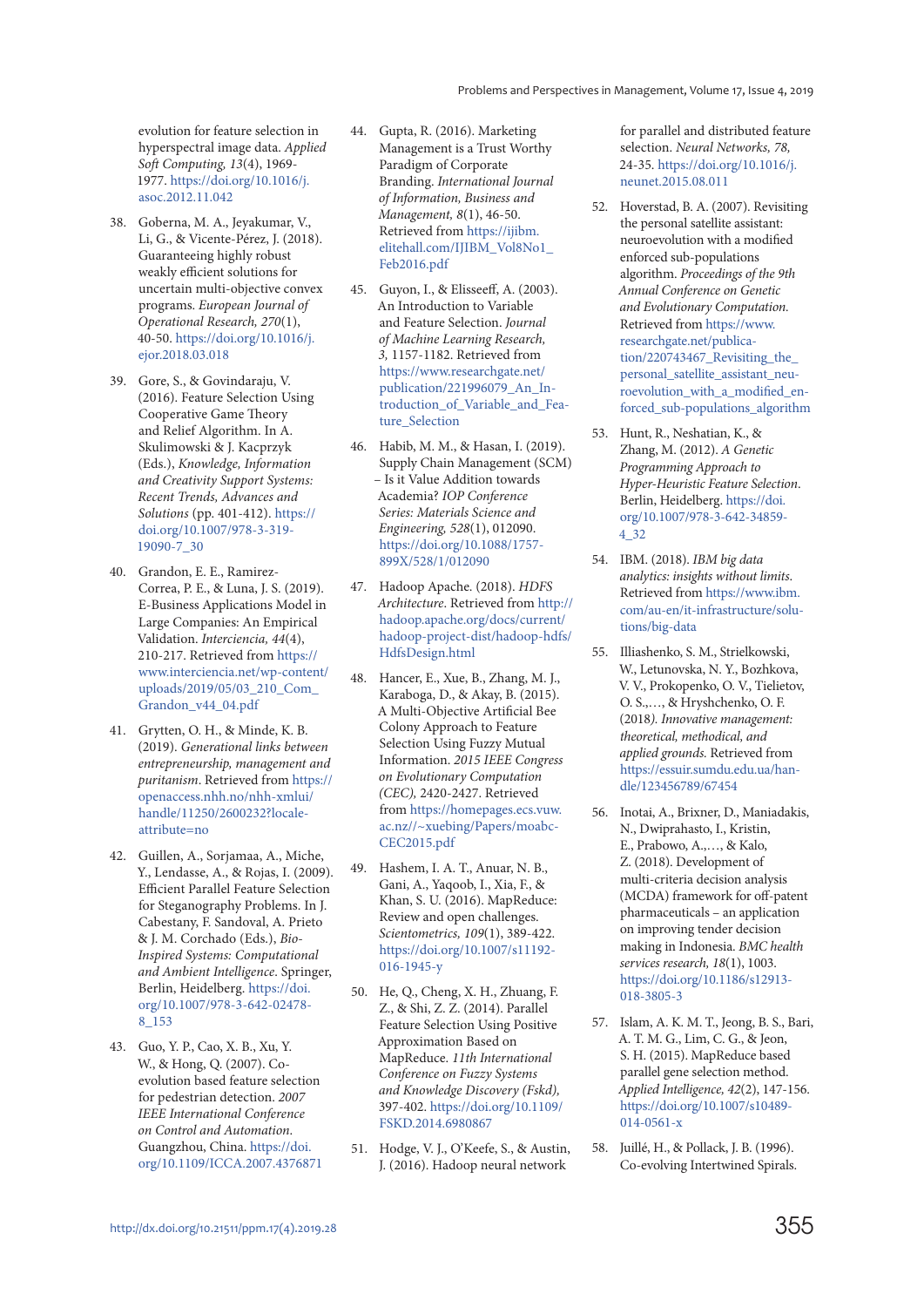evolution for feature selection in hyperspectral image data. *Applied Soft Computing, 13*(4), 1969-1977. https://doi.org/10.1016/j.asoc.2012.11.042

38. Goberna, M. A., Jeyakumar, V., Li, G., & Vicente-Pérez, J. (2018). Guaranteeing highly robust weakly efficient solutions for uncertain multi-objective convex programs. *European Journal of Operational Research, 270*(1), 40-50. https://doi.org/10.1016/j.ejor.2018.03.018

39. Gore, S., & Govindaraju, V. (2016). Feature Selection Using Cooperative Game Theory and Relief Algorithm. In A. Skulimowski & J. Kacprzyk (Eds.), *Knowledge, Information and Creativity Support Systems: Recent Trends, Advances and Solutions* (pp. 401-412). https://doi.org/10.1007/978-3-319-19090-7_30

40. Grandon, E. E., Ramirez-Correa, P. E., & Luna, J. S. (2019). E-Business Applications Model in Large Companies: An Empirical Validation. *Interciencia, 44*(4), 210-217. Retrieved from https://www.interciencia.net/wp-content/uploads/2019/05/03_210_Com_Grandon_v44_04.pdf

41. Grytten, O. H., & Minde, K. B. (2019). *Generational links between entrepreneurship, management and puritanism*. Retrieved from https://openaccess.nhh.no/nhh-xmlui/handle/11250/2600232?locale-attribute=no

42. Guillen, A., Sorjamaa, A., Miche, Y., Lendasse, A., & Rojas, I. (2009). Efficient Parallel Feature Selection for Steganography Problems. In J. Cabestany, F. Sandoval, A. Prieto & J. M. Corchado (Eds.), *Bio-Inspired Systems: Computational and Ambient Intelligence*. Springer, Berlin, Heidelberg. https://doi.org/10.1007/978-3-642-02478-8_153

43. Guo, Y. P., Cao, X. B., Xu, Y. W., & Hong, Q. (2007). Co-evolution based feature selection for pedestrian detection. *2007 IEEE International Conference on Control and Automation*. Guangzhou, China. https://doi.org/10.1109/ICCA.2007.4376871

44. Gupta, R. (2016). Marketing Management is a Trust Worthy Paradigm of Corporate Branding. *International Journal of Information, Business and Management, 8*(1), 46-50. Retrieved from https://ijibm.elitehall.com/IJIBM_Vol8No1_Feb2016.pdf

45. Guyon, I., & Elisseeff, A. (2003). An Introduction to Variable and Feature Selection. *Journal of Machine Learning Research, 3*, 1157-1182. Retrieved from https://www.researchgate.net/publication/221996079_An_Introduction_of_Variable_and_Feature_Selection

46. Habib, M. M., & Hasan, I. (2019). Supply Chain Management (SCM) – Is it Value Addition towards Academia? *IOP Conference Series: Materials Science and Engineering, 528*(1), 012090. https://doi.org/10.1088/1757-899X/528/1/012090

47. Hadoop Apache. (2018). *HDFS Architecture*. Retrieved from http://hadoop.apache.org/docs/current/hadoop-project-dist/hadoop-hdfs/HdfsDesign.html

48. Hancer, E., Xue, B., Zhang, M. J., Karaboga, D., & Akay, B. (2015). A Multi-Objective Artificial Bee Colony Approach to Feature Selection Using Fuzzy Mutual Information. *2015 IEEE Congress on Evolutionary Computation (CEC)*, 2420-2427. Retrieved from https://homepages.ecs.vuw.ac.nz//~xuebing/Papers/moabc-CEC2015.pdf

49. Hashem, I. A. T., Anuar, N. B., Gani, A., Yaqoob, I., Xia, F., & Khan, S. U. (2016). MapReduce: Review and open challenges. *Scientometrics, 109*(1), 389-422. https://doi.org/10.1007/s11192-016-1945-y

50. He, Q., Cheng, X. H., Zhuang, F. Z., & Shi, Z. Z. (2014). Parallel Feature Selection Using Positive Approximation Based on MapReduce. *11th International Conference on Fuzzy Systems and Knowledge Discovery (Fskd)*, 397-402. https://doi.org/10.1109/FSKD.2014.6980867

51. Hodge, V. J., O'Keefe, S., & Austin, J. (2016). Hadoop neural network for parallel and distributed feature selection. *Neural Networks, 78*, 24-35. https://doi.org/10.1016/j.neunet.2015.08.011

52. Hoverstad, B. A. (2007). Revisiting the personal satellite assistant: neuroevolution with a modified enforced sub-populations algorithm. *Proceedings of the 9th Annual Conference on Genetic and Evolutionary Computation.* Retrieved from https://www.researchgate.net/publication/220743467_Revisiting_the_personal_satellite_assistant_neuroevolution_with_a_modified_enforced_sub-populations_algorithm

53. Hunt, R., Neshatian, K., & Zhang, M. (2012). *A Genetic Programming Approach to Hyper-Heuristic Feature Selection*. Berlin, Heidelberg. https://doi.org/10.1007/978-3-642-34859-4_32

54. IBM. (2018). *IBM big data analytics: insights without limits.* Retrieved from https://www.ibm.com/au-en/it-infrastructure/solutions/big-data

55. Illiashenko, S. M., Strielkowski, W., Letunovska, N. Y., Bozhkova, V. V., Prokopenko, O. V., Tielietov, O. S.,…, & Hryshchenko, O. F. (2018). *Innovative management: theoretical, methodical, and applied grounds*. Retrieved from https://essuir.sumdu.edu.ua/handle/123456789/67454

56. Inotai, A., Brixner, D., Maniadakis, N., Dwiprahasto, I., Kristin, E., Prabowo, A.,…, & Kalo, Z. (2018). Development of multi-criteria decision analysis (MCDA) framework for off-patent pharmaceuticals – an application on improving tender decision making in Indonesia. *BMC health services research, 18*(1), 1003. https://doi.org/10.1186/s12913-018-3805-3

57. Islam, A. K. M. T., Jeong, B. S., Bari, A. T. M. G., Lim, C. G., & Jeon, S. H. (2015). MapReduce based parallel gene selection method. *Applied Intelligence, 42*(2), 147-156. https://doi.org/10.1007/s10489-014-0561-x

58. Juillé, H., & Pollack, J. B. (1996). Co-evolving Intertwined Spirals.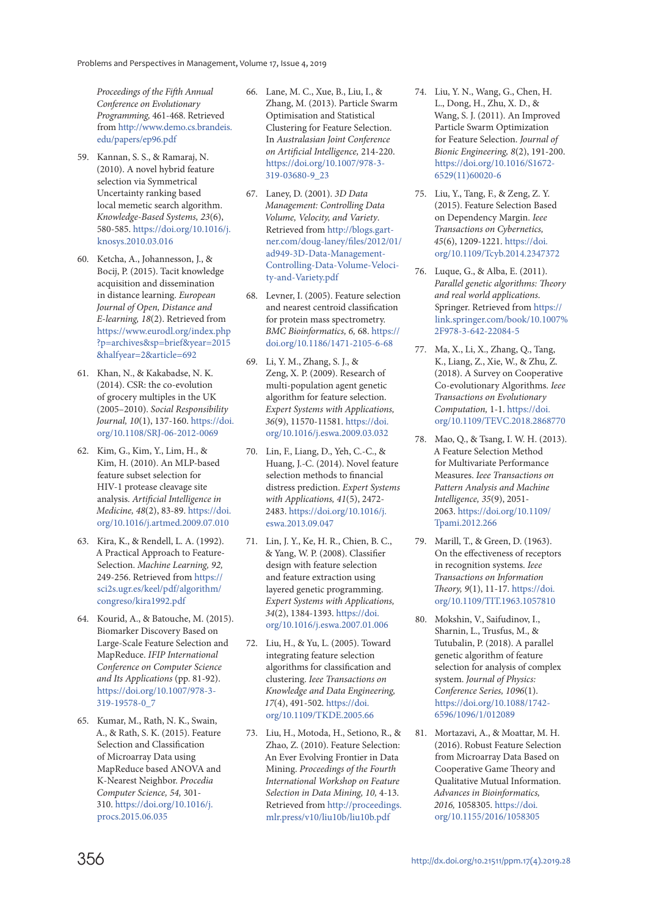*Proceedings of the Fifth Annual Conference on Evolutionary Programming*, 461-468. Retrieved from http://www.demo.cs.brandeis.edu/papers/ep96.pdf

59. Kannan, S. S., & Ramaraj, N. (2010). A novel hybrid feature selection via Symmetrical Uncertainty ranking based local memetic search algorithm. *Knowledge-Based Systems, 23*(6), 580-585. https://doi.org/10.1016/j.knosys.2010.03.016

60. Ketcha, A., Johannesson, J., & Bocij, P. (2015). Tacit knowledge acquisition and dissemination in distance learning. *European Journal of Open, Distance and E-learning, 18*(2). Retrieved from https://www.eurodl.org/index.php?p=archives&sp=brief&year=2015&halfyear=2&article=692

61. Khan, N., & Kakabadse, N. K. (2014). CSR: the co-evolution of grocery multiples in the UK (2005–2010). *Social Responsibility Journal, 10*(1), 137-160. https://doi.org/10.1108/SRJ-06-2012-0069

62. Kim, G., Kim, Y., Lim, H., & Kim, H. (2010). An MLP-based feature subset selection for HIV-1 protease cleavage site analysis. *Artificial Intelligence in Medicine, 48*(2), 83-89. https://doi.org/10.1016/j.artmed.2009.07.010

63. Kira, K., & Rendell, L. A. (1992). A Practical Approach to Feature-Selection. *Machine Learning, 92*, 249-256. Retrieved from https://sci2s.ugr.es/keel/pdf/algorithm/congreso/kira1992.pdf

64. Kourid, A., & Batouche, M. (2015). Biomarker Discovery Based on Large-Scale Feature Selection and MapReduce. *IFIP International Conference on Computer Science and Its Applications* (pp. 81-92). https://doi.org/10.1007/978-3-319-19578-0_7

65. Kumar, M., Rath, N. K., Swain, A., & Rath, S. K. (2015). Feature Selection and Classification of Microarray Data using MapReduce based ANOVA and K-Nearest Neighbor. *Procedia Computer Science, 54*, 301-310. https://doi.org/10.1016/j.procs.2015.06.035

66. Lane, M. C., Xue, B., Liu, I., & Zhang, M. (2013). Particle Swarm Optimisation and Statistical Clustering for Feature Selection. In *Australasian Joint Conference on Artificial Intelligence*, 214-220. https://doi.org/10.1007/978-3-319-03680-9_23

67. Laney, D. (2001). *3D Data Management: Controlling Data Volume, Velocity, and Variety*. Retrieved from http://blogs.gartner.com/doug-laney/files/2012/01/ad949-3D-Data-Management-Controlling-Data-Volume-Velocity-and-Variety.pdf

68. Levner, I. (2005). Feature selection and nearest centroid classification for protein mass spectrometry. *BMC Bioinformatics, 6*, 68. https://doi.org/10.1186/1471-2105-6-68

69. Li, Y. M., Zhang, S. J., & Zeng, X. P. (2009). Research of multi-population agent genetic algorithm for feature selection. *Expert Systems with Applications, 36*(9), 11570-11581. https://doi.org/10.1016/j.eswa.2009.03.032

70. Lin, F., Liang, D., Yeh, C.-C., & Huang, J.-C. (2014). Novel feature selection methods to financial distress prediction. *Expert Systems with Applications, 41*(5), 2472-2483. https://doi.org/10.1016/j.eswa.2013.09.047

71. Lin, J. Y., Ke, H. R., Chien, B. C., & Yang, W. P. (2008). Classifier design with feature selection and feature extraction using layered genetic programming. *Expert Systems with Applications, 34*(2), 1384-1393. https://doi.org/10.1016/j.eswa.2007.01.006

72. Liu, H., & Yu, L. (2005). Toward integrating feature selection algorithms for classification and clustering. *Ieee Transactions on Knowledge and Data Engineering, 17*(4), 491-502. https://doi.org/10.1109/TKDE.2005.66

73. Liu, H., Motoda, H., Setiono, R., & Zhao, Z. (2010). Feature Selection: An Ever Evolving Frontier in Data Mining. *Proceedings of the Fourth International Workshop on Feature Selection in Data Mining, 10*, 4-13. Retrieved from http://proceedings.mlr.press/v10/liu10b/liu10b.pdf

74. Liu, Y. N., Wang, G., Chen, H. L., Dong, H., Zhu, X. D., & Wang, S. J. (2011). An Improved Particle Swarm Optimization for Feature Selection. *Journal of Bionic Engineering, 8*(2), 191-200. https://doi.org/10.1016/S1672-6529(11)60020-6

75. Liu, Y., Tang, F., & Zeng, Z. Y. (2015). Feature Selection Based on Dependency Margin. *Ieee Transactions on Cybernetics, 45*(6), 1209-1221. https://doi.org/10.1109/Tcyb.2014.2347372

76. Luque, G., & Alba, E. (2011). *Parallel genetic algorithms: Theory and real world applications.* Springer. Retrieved from https://link.springer.com/book/10.1007%2F978-3-642-22084-5

77. Ma, X., Li, X., Zhang, Q., Tang, K., Liang, Z., Xie, W., & Zhu, Z. (2018). A Survey on Cooperative Co-evolutionary Algorithms. *Ieee Transactions on Evolutionary Computation*, 1-1. https://doi.org/10.1109/TEVC.2018.2868770

78. Mao, Q., & Tsang, I. W. H. (2013). A Feature Selection Method for Multivariate Performance Measures. *Ieee Transactions on Pattern Analysis and Machine Intelligence, 35*(9), 2051-2063. https://doi.org/10.1109/Tpami.2012.266

79. Marill, T., & Green, D. (1963). On the effectiveness of receptors in recognition systems. *Ieee Transactions on Information Theory, 9*(1), 11-17. https://doi.org/10.1109/TIT.1963.1057810

80. Mokshin, V., Saifudinov, I., Sharnin, L., Trusfus, M., & Tutubalin, P. (2018). A parallel genetic algorithm of feature selection for analysis of complex system. *Journal of Physics: Conference Series, 1096*(1). https://doi.org/10.1088/1742-6596/1096/1/012089

81. Mortazavi, A., & Moattar, M. H. (2016). Robust Feature Selection from Microarray Data Based on Cooperative Game Theory and Qualitative Mutual Information. *Advances in Bioinformatics, 2016*, 1058305. https://doi.org/10.1155/2016/1058305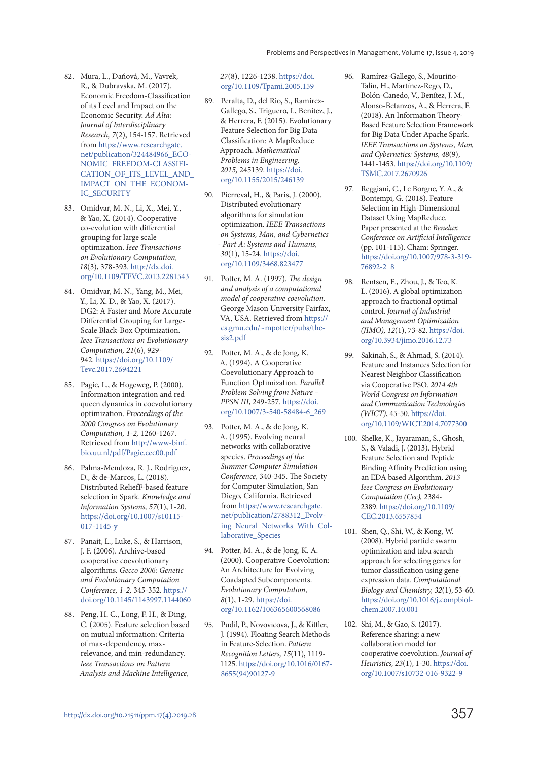82. Mura, L., Daňová, M., Vavrek, R., & Dubravska, M. (2017). Economic Freedom-Classification of its Level and Impact on the Economic Security. *Ad Alta: Journal of Interdisciplinary Research, 7*(2), 154-157. Retrieved from https://www.researchgate.net/publication/324484966_ECONOMIC_FREEDOM-CLASSIFICATION_OF_ITS_LEVEL_AND_IMPACT_ON_THE_ECONOMIC_SECURITY

83. Omidvar, M. N., Li, X., Mei, Y., & Yao, X. (2014). Cooperative co-evolution with differential grouping for large scale optimization. *Ieee Transactions on Evolutionary Computation, 18*(3), 378-393. http://dx.doi.org/10.1109/TEVC.2013.2281543

84. Omidvar, M. N., Yang, M., Mei, Y., Li, X. D., & Yao, X. (2017). DG2: A Faster and More Accurate Differential Grouping for Large-Scale Black-Box Optimization. *Ieee Transactions on Evolutionary Computation, 21*(6), 929-942. https://doi.org/10.1109/Tevc.2017.2694221

85. Pagie, L., & Hogeweg, P. (2000). Information integration and red queen dynamics in coevolutionary optimization. *Proceedings of the 2000 Congress on Evolutionary Computation, 1-2,* 1260-1267. Retrieved from http://www-binf.bio.uu.nl/pdf/Pagie.cec00.pdf

86. Palma-Mendoza, R. J., Rodriguez, D., & de-Marcos, L. (2018). Distributed ReliefF-based feature selection in Spark. *Knowledge and Information Systems, 57*(1), 1-20. https://doi.org/10.1007/s10115-017-1145-y

87. Panait, L., Luke, S., & Harrison, J. F. (2006). Archive-based cooperative coevolutionary algorithms. *Gecco 2006: Genetic and Evolutionary Computation Conference, 1-2,* 345-352. https://doi.org/10.1145/1143997.1144060

88. Peng, H. C., Long, F. H., & Ding, C. (2005). Feature selection based on mutual information: Criteria of max-dependency, max-relevance, and min-redundancy. *Ieee Transactions on Pattern Analysis and Machine Intelligence, 27*(8), 1226-1238. https://doi.org/10.1109/Tpami.2005.159

89. Peralta, D., del Rio, S., Ramirez-Gallego, S., Triguero, I., Benitez, J., & Herrera, F. (2015). Evolutionary Feature Selection for Big Data Classification: A MapReduce Approach. *Mathematical Problems in Engineering, 2015,* 245139. https://doi.org/10.1155/2015/246139

90. Pierreval, H., & Paris, J. (2000). Distributed evolutionary algorithms for simulation optimization. *IEEE Transactions on Systems, Man, and Cybernetics - Part A: Systems and Humans, 30*(1), 15-24. https://doi.org/10.1109/3468.823477

91. Potter, M. A. (1997). *The design and analysis of a computational model of cooperative coevolution.* George Mason University Fairfax, VA, USA. Retrieved from https://cs.gmu.edu/~mpotter/pubs/thesis2.pdf

92. Potter, M. A., & de Jong, K. A. (1994). A Cooperative Coevolutionary Approach to Function Optimization. *Parallel Problem Solving from Nature – PPSN III*, 249-257. https://doi.org/10.1007/3-540-58484-6_269

93. Potter, M. A., & de Jong, K. A. (1995). Evolving neural networks with collaborative species. *Proceedings of the Summer Computer Simulation Conference,* 340-345. The Society for Computer Simulation, San Diego, California. Retrieved from https://www.researchgate.net/publication/2788312_Evolving_Neural_Networks_With_Collaborative_Species

94. Potter, M. A., & de Jong, K. A. (2000). Cooperative Coevolution: An Architecture for Evolving Coadapted Subcomponents. *Evolutionary Computation, 8*(1), 1-29. https://doi.org/10.1162/106365600568086

95. Pudil, P., Novovicova, J., & Kittler, J. (1994). Floating Search Methods in Feature-Selection. *Pattern Recognition Letters, 15*(11), 1119-1125. https://doi.org/10.1016/0167-8655(94)90127-9

96. Ramírez-Gallego, S., Mouriño-Talín, H., Martínez-Rego, D., Bolón-Canedo, V., Benítez, J. M., Alonso-Betanzos, A., & Herrera, F. (2018). An Information Theory-Based Feature Selection Framework for Big Data Under Apache Spark. *IEEE Transactions on Systems, Man, and Cybernetics: Systems, 48*(9), 1441-1453. https://doi.org/10.1109/TSMC.2017.2670926

97. Reggiani, C., Le Borgne, Y. A., & Bontempi, G. (2018). Feature Selection in High-Dimensional Dataset Using MapReduce. Paper presented at the *Benelux Conference on Artificial Intelligence* (pp. 101-115). Cham: Springer. https://doi.org/10.1007/978-3-319-76892-2_8

98. Rentsen, E., Zhou, J., & Teo, K. L. (2016). A global optimization approach to fractional optimal control. *Journal of Industrial and Management Optimization (JIMO), 12*(1), 73-82. https://doi.org/10.3934/jimo.2016.12.73

99. Sakinah, S., & Ahmad, S. (2014). Feature and Instances Selection for Nearest Neighbor Classification via Cooperative PSO. *2014 4th World Congress on Information and Communication Technologies (WICT)*, 45-50. https://doi.org/10.1109/WICT.2014.7077300

100. Shelke, K., Jayaraman, S., Ghosh, S., & Valadi, J. (2013). Hybrid Feature Selection and Peptide Binding Affinity Prediction using an EDA based Algorithm. *2013 Ieee Congress on Evolutionary Computation (Cec)*, 2384-2389. https://doi.org/10.1109/CEC.2013.6557854

101. Shen, Q., Shi, W., & Kong, W. (2008). Hybrid particle swarm optimization and tabu search approach for selecting genes for tumor classification using gene expression data. *Computational Biology and Chemistry, 32*(1), 53-60. https://doi.org/10.1016/j.compbiolchem.2007.10.001

102. Shi, M., & Gao, S. (2017). Reference sharing: a new collaboration model for cooperative coevolution. *Journal of Heuristics, 23*(1), 1-30. https://doi.org/10.1007/s10732-016-9322-9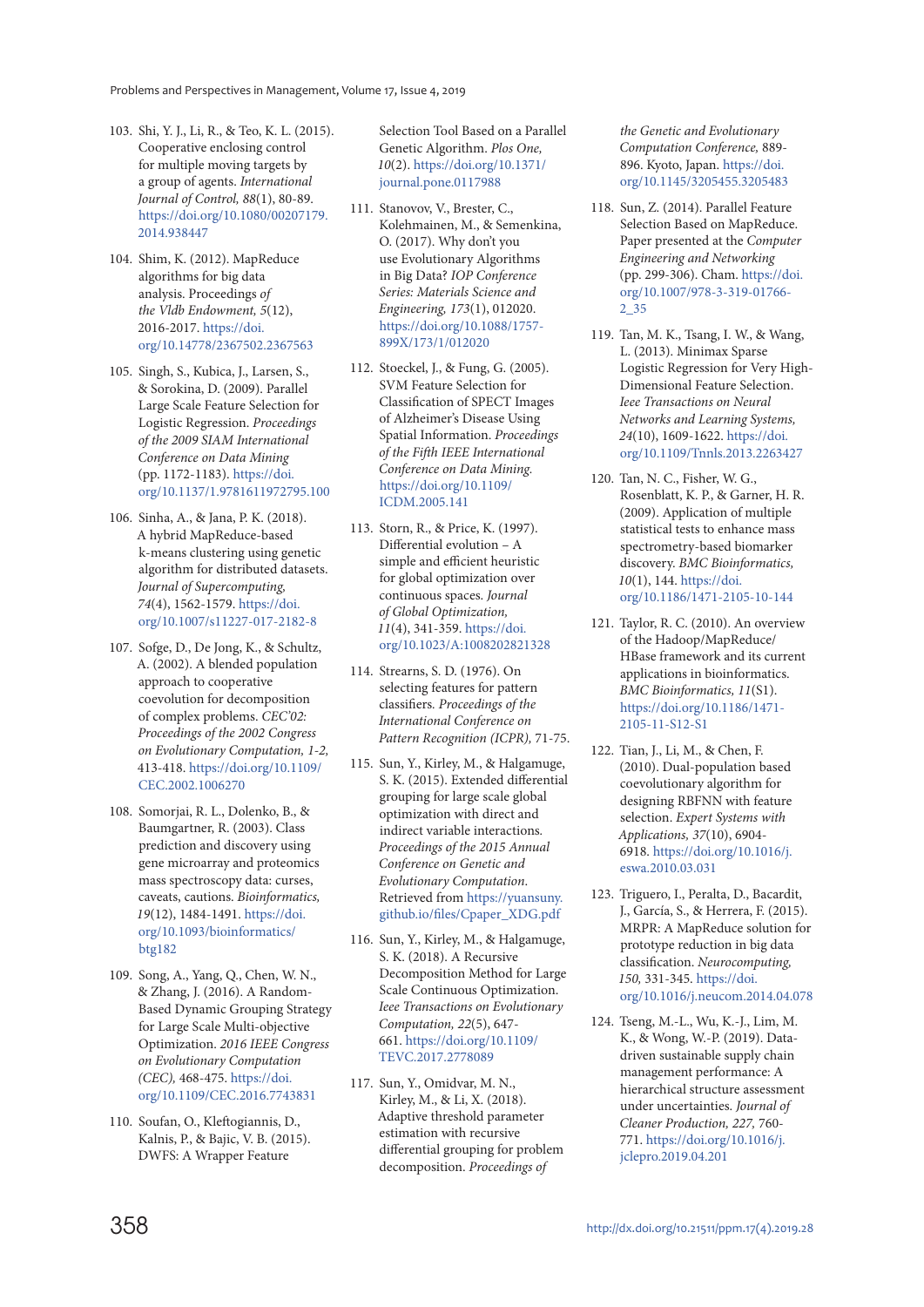103. Shi, Y. J., Li, R., & Teo, K. L. (2015). Cooperative enclosing control for multiple moving targets by a group of agents. *International Journal of Control, 88*(1), 80-89. https://doi.org/10.1080/00207179.2014.938447

104. Shim, K. (2012). MapReduce algorithms for big data analysis. Proceedings *of the Vldb Endowment, 5*(12), 2016-2017. https://doi.org/10.14778/2367502.2367563

105. Singh, S., Kubica, J., Larsen, S., & Sorokina, D. (2009). Parallel Large Scale Feature Selection for Logistic Regression. *Proceedings of the 2009 SIAM International Conference on Data Mining* (pp. 1172-1183). https://doi.org/10.1137/1.9781611972795.100

106. Sinha, A., & Jana, P. K. (2018). A hybrid MapReduce-based k-means clustering using genetic algorithm for distributed datasets. *Journal of Supercomputing, 74*(4), 1562-1579. https://doi.org/10.1007/s11227-017-2182-8

107. Sofge, D., De Jong, K., & Schultz, A. (2002). A blended population approach to cooperative coevolution for decomposition of complex problems. *CEC'02: Proceedings of the 2002 Congress on Evolutionary Computation, 1-2,* 413-418. https://doi.org/10.1109/CEC.2002.1006270

108. Somorjai, R. L., Dolenko, B., & Baumgartner, R. (2003). Class prediction and discovery using gene microarray and proteomics mass spectroscopy data: curses, caveats, cautions. *Bioinformatics, 19*(12), 1484-1491. https://doi.org/10.1093/bioinformatics/btg182

109. Song, A., Yang, Q., Chen, W. N., & Zhang, J. (2016). A Random-Based Dynamic Grouping Strategy for Large Scale Multi-objective Optimization. *2016 IEEE Congress on Evolutionary Computation (CEC),* 468-475. https://doi.org/10.1109/CEC.2016.7743831

110. Soufan, O., Kleftogiannis, D., Kalnis, P., & Bajic, V. B. (2015). DWFS: A Wrapper Feature Selection Tool Based on a Parallel Genetic Algorithm. *Plos One, 10*(2). https://doi.org/10.1371/journal.pone.0117988

111. Stanovov, V., Brester, C., Kolehmainen, M., & Semenkina, O. (2017). Why don't you use Evolutionary Algorithms in Big Data? *IOP Conference Series: Materials Science and Engineering, 173*(1), 012020. https://doi.org/10.1088/1757-899X/173/1/012020

112. Stoeckel, J., & Fung, G. (2005). SVM Feature Selection for Classification of SPECT Images of Alzheimer's Disease Using Spatial Information. *Proceedings of the Fifth IEEE International Conference on Data Mining.* https://doi.org/10.1109/ICDM.2005.141

113. Storn, R., & Price, K. (1997). Differential evolution – A simple and efficient heuristic for global optimization over continuous spaces. *Journal of Global Optimization, 11*(4), 341-359. https://doi.org/10.1023/A:1008202821328

114. Strearns, S. D. (1976). On selecting features for pattern classifiers. *Proceedings of the International Conference on Pattern Recognition (ICPR),* 71-75.

115. Sun, Y., Kirley, M., & Halgamuge, S. K. (2015). Extended differential grouping for large scale global optimization with direct and indirect variable interactions. *Proceedings of the 2015 Annual Conference on Genetic and Evolutionary Computation.* Retrieved from https://yuansuny.github.io/files/Cpaper_XDG.pdf

116. Sun, Y., Kirley, M., & Halgamuge, S. K. (2018). A Recursive Decomposition Method for Large Scale Continuous Optimization. *Ieee Transactions on Evolutionary Computation, 22*(5), 647-661. https://doi.org/10.1109/TEVC.2017.2778089

117. Sun, Y., Omidvar, M. N., Kirley, M., & Li, X. (2018). Adaptive threshold parameter estimation with recursive differential grouping for problem decomposition. *Proceedings of the Genetic and Evolutionary Computation Conference,* 889-896. Kyoto, Japan. https://doi.org/10.1145/3205455.3205483

118. Sun, Z. (2014). Parallel Feature Selection Based on MapReduce. Paper presented at the *Computer Engineering and Networking* (pp. 299-306). Cham. https://doi.org/10.1007/978-3-319-01766-2_35

119. Tan, M. K., Tsang, I. W., & Wang, L. (2013). Minimax Sparse Logistic Regression for Very High-Dimensional Feature Selection. *Ieee Transactions on Neural Networks and Learning Systems, 24*(10), 1609-1622. https://doi.org/10.1109/Tnnls.2013.2263427

120. Tan, N. C., Fisher, W. G., Rosenblatt, K. P., & Garner, H. R. (2009). Application of multiple statistical tests to enhance mass spectrometry-based biomarker discovery. *BMC Bioinformatics, 10*(1), 144. https://doi.org/10.1186/1471-2105-10-144

121. Taylor, R. C. (2010). An overview of the Hadoop/MapReduce/HBase framework and its current applications in bioinformatics. *BMC Bioinformatics, 11*(S1). https://doi.org/10.1186/1471-2105-11-S12-S1

122. Tian, J., Li, M., & Chen, F. (2010). Dual-population based coevolutionary algorithm for designing RBFNN with feature selection. *Expert Systems with Applications, 37*(10), 6904-6918. https://doi.org/10.1016/j.eswa.2010.03.031

123. Triguero, I., Peralta, D., Bacardit, J., García, S., & Herrera, F. (2015). MRPR: A MapReduce solution for prototype reduction in big data classification. *Neurocomputing, 150,* 331-345. https://doi.org/10.1016/j.neucom.2014.04.078

124. Tseng, M.-L., Wu, K.-J., Lim, M. K., & Wong, W.-P. (2019). Data-driven sustainable supply chain management performance: A hierarchical structure assessment under uncertainties. *Journal of Cleaner Production, 227,* 760-771. https://doi.org/10.1016/j.jclepro.2019.04.201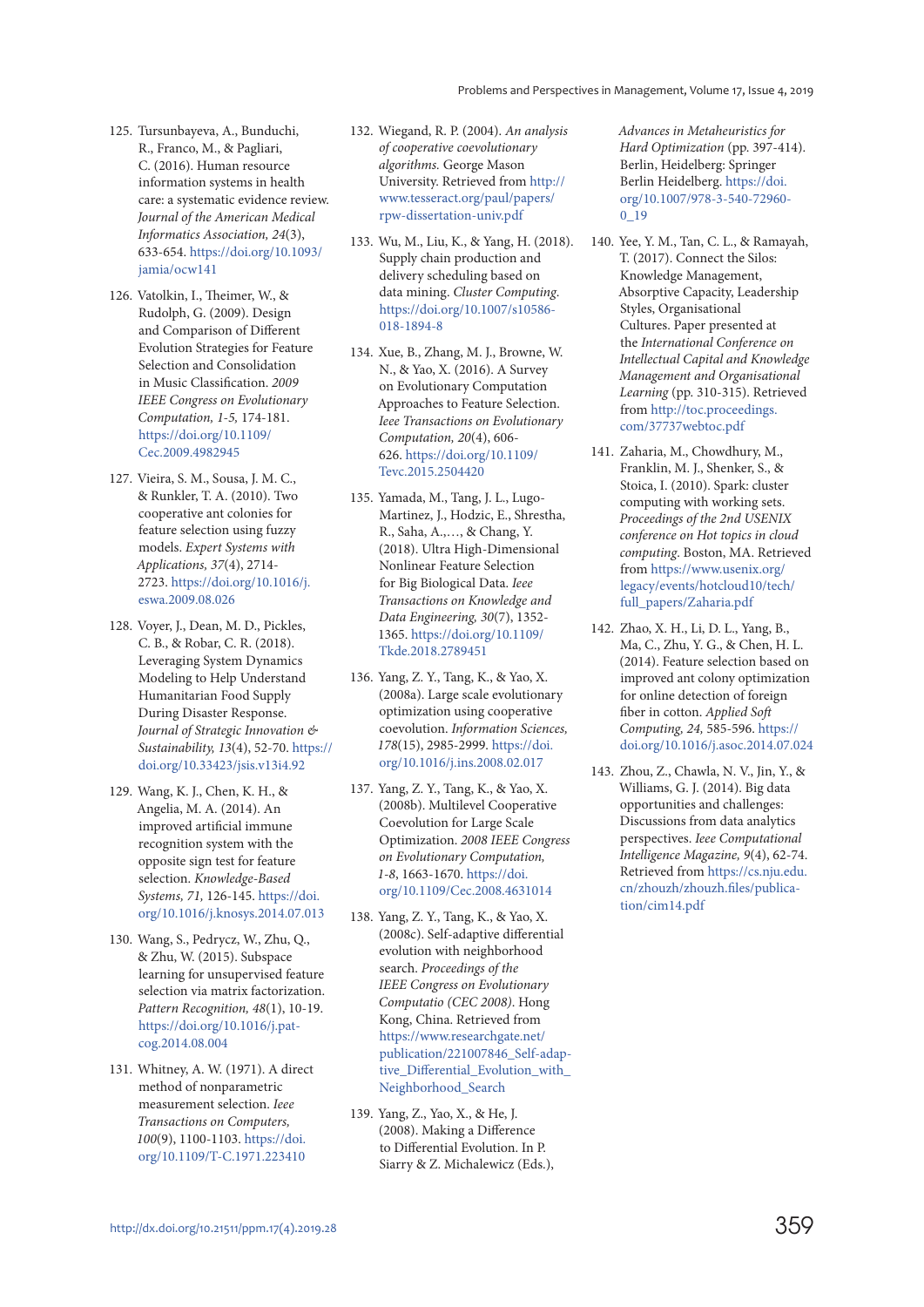125. Tursunbayeva, A., Bunduchi, R., Franco, M., & Pagliari, C. (2016). Human resource information systems in health care: a systematic evidence review. *Journal of the American Medical Informatics Association, 24*(3), 633-654. https://doi.org/10.1093/jamia/ocw141

126. Vatolkin, I., Theimer, W., & Rudolph, G. (2009). Design and Comparison of Different Evolution Strategies for Feature Selection and Consolidation in Music Classification. *2009 IEEE Congress on Evolutionary Computation, 1-5,* 174-181. https://doi.org/10.1109/Cec.2009.4982945

127. Vieira, S. M., Sousa, J. M. C., & Runkler, T. A. (2010). Two cooperative ant colonies for feature selection using fuzzy models. *Expert Systems with Applications, 37*(4), 2714-2723. https://doi.org/10.1016/j.eswa.2009.08.026

128. Voyer, J., Dean, M. D., Pickles, C. B., & Robar, C. R. (2018). Leveraging System Dynamics Modeling to Help Understand Humanitarian Food Supply During Disaster Response. *Journal of Strategic Innovation & Sustainability, 13*(4), 52-70. https://doi.org/10.33423/jsis.v13i4.92

129. Wang, K. J., Chen, K. H., & Angelia, M. A. (2014). An improved artificial immune recognition system with the opposite sign test for feature selection. *Knowledge-Based Systems, 71,* 126-145. https://doi.org/10.1016/j.knosys.2014.07.013

130. Wang, S., Pedrycz, W., Zhu, Q., & Zhu, W. (2015). Subspace learning for unsupervised feature selection via matrix factorization. *Pattern Recognition, 48*(1), 10-19. https://doi.org/10.1016/j.patcog.2014.08.004

131. Whitney, A. W. (1971). A direct method of nonparametric measurement selection. *Ieee Transactions on Computers, 100*(9), 1100-1103. https://doi.org/10.1109/T-C.1971.223410

132. Wiegand, R. P. (2004). *An analysis of cooperative coevolutionary algorithms.* George Mason University. Retrieved from http://www.tesseract.org/paul/papers/rpw-dissertation-univ.pdf

133. Wu, M., Liu, K., & Yang, H. (2018). Supply chain production and delivery scheduling based on data mining. *Cluster Computing.* https://doi.org/10.1007/s10586-018-1894-8

134. Xue, B., Zhang, M. J., Browne, W. N., & Yao, X. (2016). A Survey on Evolutionary Computation Approaches to Feature Selection. *Ieee Transactions on Evolutionary Computation, 20*(4), 606-626. https://doi.org/10.1109/Tevc.2015.2504420

135. Yamada, M., Tang, J. L., Lugo-Martinez, J., Hodzic, E., Shrestha, R., Saha, A.,…, & Chang, Y. (2018). Ultra High-Dimensional Nonlinear Feature Selection for Big Biological Data. *Ieee Transactions on Knowledge and Data Engineering, 30*(7), 1352-1365. https://doi.org/10.1109/Tkde.2018.2789451

136. Yang, Z. Y., Tang, K., & Yao, X. (2008a). Large scale evolutionary optimization using cooperative coevolution. *Information Sciences, 178*(15), 2985-2999. https://doi.org/10.1016/j.ins.2008.02.017

137. Yang, Z. Y., Tang, K., & Yao, X. (2008b). Multilevel Cooperative Coevolution for Large Scale Optimization. *2008 IEEE Congress on Evolutionary Computation, 1-8,* 1663-1670. https://doi.org/10.1109/Cec.2008.4631014

138. Yang, Z. Y., Tang, K., & Yao, X. (2008c). Self-adaptive differential evolution with neighborhood search. *Proceedings of the IEEE Congress on Evolutionary Computatio (CEC 2008).* Hong Kong, China. Retrieved from https://www.researchgate.net/publication/221007846_Self-adaptive_Differential_Evolution_with_Neighborhood_Search

139. Yang, Z., Yao, X., & He, J. (2008). Making a Difference to Differential Evolution. In P. Siarry & Z. Michalewicz (Eds.), *Advances in Metaheuristics for Hard Optimization* (pp. 397-414). Berlin, Heidelberg: Springer Berlin Heidelberg. https://doi.org/10.1007/978-3-540-72960-0_19

140. Yee, Y. M., Tan, C. L., & Ramayah, T. (2017). Connect the Silos: Knowledge Management, Absorptive Capacity, Leadership Styles, Organisational Cultures. Paper presented at the *International Conference on Intellectual Capital and Knowledge Management and Organisational Learning* (pp. 310-315). Retrieved from http://toc.proceedings.com/37737webtoc.pdf

141. Zaharia, M., Chowdhury, M., Franklin, M. J., Shenker, S., & Stoica, I. (2010). Spark: cluster computing with working sets. *Proceedings of the 2nd USENIX conference on Hot topics in cloud computing.* Boston, MA. Retrieved from https://www.usenix.org/legacy/events/hotcloud10/tech/full_papers/Zaharia.pdf

142. Zhao, X. H., Li, D. L., Yang, B., Ma, C., Zhu, Y. G., & Chen, H. L. (2014). Feature selection based on improved ant colony optimization for online detection of foreign fiber in cotton. *Applied Soft Computing, 24,* 585-596. https://doi.org/10.1016/j.asoc.2014.07.024

143. Zhou, Z., Chawla, N. V., Jin, Y., & Williams, G. J. (2014). Big data opportunities and challenges: Discussions from data analytics perspectives. *Ieee Computational Intelligence Magazine, 9*(4), 62-74. Retrieved from https://cs.nju.edu.cn/zhouzh/zhouzh.files/publication/cim14.pdf